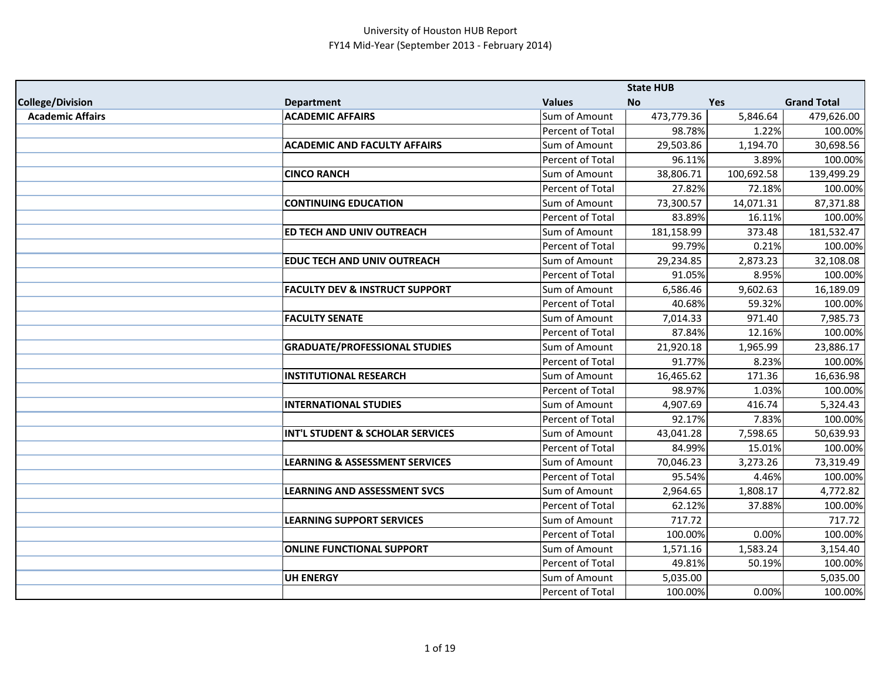# University of Houston HUB Report
## FY14 Mid-Year (September 2013 - February 2014)

| | | | State HUB | | |
|---|---|---|---|---|---|
| College/Division | Department | Values | No | Yes | Grand Total |
| Academic Affairs | ACADEMIC AFFAIRS | Sum of Amount | 473,779.36 | 5,846.64 | 479,626.00 |
| | | Percent of Total | 98.78% | 1.22% | 100.00% |
| | ACADEMIC AND FACULTY AFFAIRS | Sum of Amount | 29,503.86 | 1,194.70 | 30,698.56 |
| | | Percent of Total | 96.11% | 3.89% | 100.00% |
| | CINCO RANCH | Sum of Amount | 38,806.71 | 100,692.58 | 139,499.29 |
| | | Percent of Total | 27.82% | 72.18% | 100.00% |
| | CONTINUING EDUCATION | Sum of Amount | 73,300.57 | 14,071.31 | 87,371.88 |
| | | Percent of Total | 83.89% | 16.11% | 100.00% |
| | ED TECH AND UNIV OUTREACH | Sum of Amount | 181,158.99 | 373.48 | 181,532.47 |
| | | Percent of Total | 99.79% | 0.21% | 100.00% |
| | EDUC TECH AND UNIV OUTREACH | Sum of Amount | 29,234.85 | 2,873.23 | 32,108.08 |
| | | Percent of Total | 91.05% | 8.95% | 100.00% |
| | FACULTY DEV & INSTRUCT SUPPORT | Sum of Amount | 6,586.46 | 9,602.63 | 16,189.09 |
| | | Percent of Total | 40.68% | 59.32% | 100.00% |
| | FACULTY SENATE | Sum of Amount | 7,014.33 | 971.40 | 7,985.73 |
| | | Percent of Total | 87.84% | 12.16% | 100.00% |
| | GRADUATE/PROFESSIONAL STUDIES | Sum of Amount | 21,920.18 | 1,965.99 | 23,886.17 |
| | | Percent of Total | 91.77% | 8.23% | 100.00% |
| | INSTITUTIONAL RESEARCH | Sum of Amount | 16,465.62 | 171.36 | 16,636.98 |
| | | Percent of Total | 98.97% | 1.03% | 100.00% |
| | INTERNATIONAL STUDIES | Sum of Amount | 4,907.69 | 416.74 | 5,324.43 |
| | | Percent of Total | 92.17% | 7.83% | 100.00% |
| | INT'L STUDENT & SCHOLAR SERVICES | Sum of Amount | 43,041.28 | 7,598.65 | 50,639.93 |
| | | Percent of Total | 84.99% | 15.01% | 100.00% |
| | LEARNING & ASSESSMENT SERVICES | Sum of Amount | 70,046.23 | 3,273.26 | 73,319.49 |
| | | Percent of Total | 95.54% | 4.46% | 100.00% |
| | LEARNING AND ASSESSMENT SVCS | Sum of Amount | 2,964.65 | 1,808.17 | 4,772.82 |
| | | Percent of Total | 62.12% | 37.88% | 100.00% |
| | LEARNING SUPPORT SERVICES | Sum of Amount | 717.72 | | 717.72 |
| | | Percent of Total | 100.00% | 0.00% | 100.00% |
| | ONLINE FUNCTIONAL SUPPORT | Sum of Amount | 1,571.16 | 1,583.24 | 3,154.40 |
| | | Percent of Total | 49.81% | 50.19% | 100.00% |
| | UH ENERGY | Sum of Amount | 5,035.00 | | 5,035.00 |
| | | Percent of Total | 100.00% | 0.00% | 100.00% |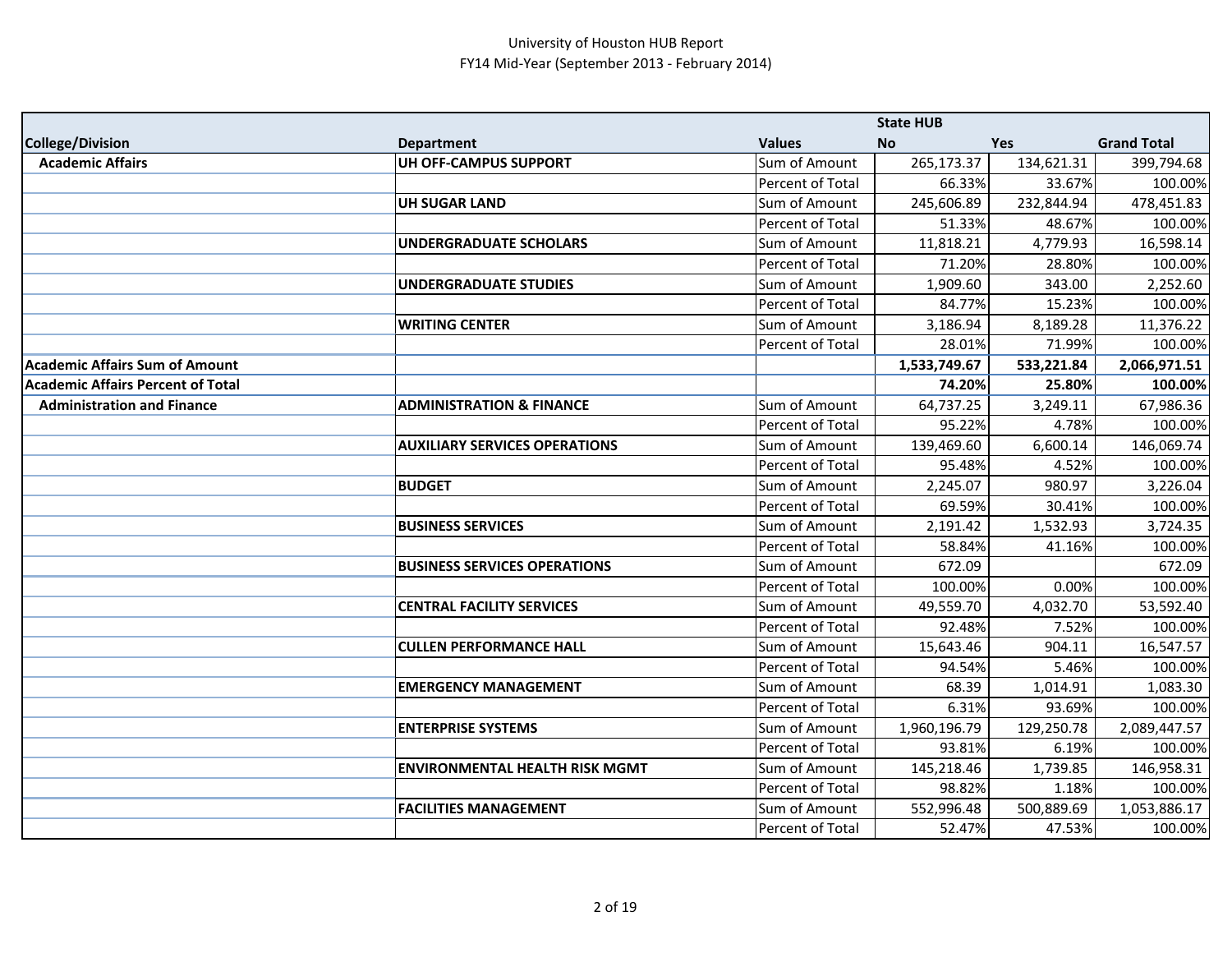University of Houston HUB Report
FY14 Mid-Year (September 2013 - February 2014)

| | | | State HUB | | |
|---|---|---|---|---|---|
| **College/Division** | **Department** | **Values** | **No** | **Yes** | **Grand Total** |
| **Academic Affairs** | **UH OFF-CAMPUS SUPPORT** | Sum of Amount | 265,173.37 | 134,621.31 | 399,794.68 |
| | | Percent of Total | 66.33% | 33.67% | 100.00% |
| | **UH SUGAR LAND** | Sum of Amount | 245,606.89 | 232,844.94 | 478,451.83 |
| | | Percent of Total | 51.33% | 48.67% | 100.00% |
| | **UNDERGRADUATE SCHOLARS** | Sum of Amount | 11,818.21 | 4,779.93 | 16,598.14 |
| | | Percent of Total | 71.20% | 28.80% | 100.00% |
| | **UNDERGRADUATE STUDIES** | Sum of Amount | 1,909.60 | 343.00 | 2,252.60 |
| | | Percent of Total | 84.77% | 15.23% | 100.00% |
| | **WRITING CENTER** | Sum of Amount | 3,186.94 | 8,189.28 | 11,376.22 |
| | | Percent of Total | 28.01% | 71.99% | 100.00% |
| **Academic Affairs Sum of Amount** | | | **1,533,749.67** | **533,221.84** | **2,066,971.51** |
| **Academic Affairs Percent of Total** | | | **74.20%** | **25.80%** | **100.00%** |
| **Administration and Finance** | **ADMINISTRATION & FINANCE** | Sum of Amount | 64,737.25 | 3,249.11 | 67,986.36 |
| | | Percent of Total | 95.22% | 4.78% | 100.00% |
| | **AUXILIARY SERVICES OPERATIONS** | Sum of Amount | 139,469.60 | 6,600.14 | 146,069.74 |
| | | Percent of Total | 95.48% | 4.52% | 100.00% |
| | **BUDGET** | Sum of Amount | 2,245.07 | 980.97 | 3,226.04 |
| | | Percent of Total | 69.59% | 30.41% | 100.00% |
| | **BUSINESS SERVICES** | Sum of Amount | 2,191.42 | 1,532.93 | 3,724.35 |
| | | Percent of Total | 58.84% | 41.16% | 100.00% |
| | **BUSINESS SERVICES OPERATIONS** | Sum of Amount | 672.09 | | 672.09 |
| | | Percent of Total | 100.00% | 0.00% | 100.00% |
| | **CENTRAL FACILITY SERVICES** | Sum of Amount | 49,559.70 | 4,032.70 | 53,592.40 |
| | | Percent of Total | 92.48% | 7.52% | 100.00% |
| | **CULLEN PERFORMANCE HALL** | Sum of Amount | 15,643.46 | 904.11 | 16,547.57 |
| | | Percent of Total | 94.54% | 5.46% | 100.00% |
| | **EMERGENCY MANAGEMENT** | Sum of Amount | 68.39 | 1,014.91 | 1,083.30 |
| | | Percent of Total | 6.31% | 93.69% | 100.00% |
| | **ENTERPRISE SYSTEMS** | Sum of Amount | 1,960,196.79 | 129,250.78 | 2,089,447.57 |
| | | Percent of Total | 93.81% | 6.19% | 100.00% |
| | **ENVIRONMENTAL HEALTH RISK MGMT** | Sum of Amount | 145,218.46 | 1,739.85 | 146,958.31 |
| | | Percent of Total | 98.82% | 1.18% | 100.00% |
| | **FACILITIES MANAGEMENT** | Sum of Amount | 552,996.48 | 500,889.69 | 1,053,886.17 |
| | | Percent of Total | 52.47% | 47.53% | 100.00% |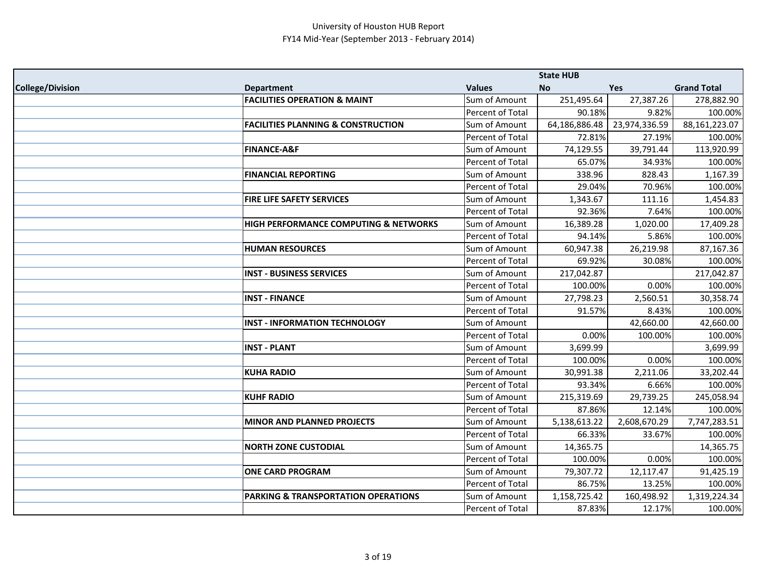University of Houston HUB Report
FY14 Mid-Year (September 2013 - February 2014)

| College/Division | Department | Values | State HUB No | Yes | Grand Total |
|---|---|---|---|---|---|
| | **FACILITIES OPERATION & MAINT** | Sum of Amount | 251,495.64 | 27,387.26 | 278,882.90 |
| | | Percent of Total | 90.18% | 9.82% | 100.00% |
| | **FACILITIES PLANNING & CONSTRUCTION** | Sum of Amount | 64,186,886.48 | 23,974,336.59 | 88,161,223.07 |
| | | Percent of Total | 72.81% | 27.19% | 100.00% |
| | **FINANCE-A&F** | Sum of Amount | 74,129.55 | 39,791.44 | 113,920.99 |
| | | Percent of Total | 65.07% | 34.93% | 100.00% |
| | **FINANCIAL REPORTING** | Sum of Amount | 338.96 | 828.43 | 1,167.39 |
| | | Percent of Total | 29.04% | 70.96% | 100.00% |
| | **FIRE LIFE SAFETY SERVICES** | Sum of Amount | 1,343.67 | 111.16 | 1,454.83 |
| | | Percent of Total | 92.36% | 7.64% | 100.00% |
| | **HIGH PERFORMANCE COMPUTING & NETWORKS** | Sum of Amount | 16,389.28 | 1,020.00 | 17,409.28 |
| | | Percent of Total | 94.14% | 5.86% | 100.00% |
| | **HUMAN RESOURCES** | Sum of Amount | 60,947.38 | 26,219.98 | 87,167.36 |
| | | Percent of Total | 69.92% | 30.08% | 100.00% |
| | **INST - BUSINESS SERVICES** | Sum of Amount | 217,042.87 | | 217,042.87 |
| | | Percent of Total | 100.00% | 0.00% | 100.00% |
| | **INST - FINANCE** | Sum of Amount | 27,798.23 | 2,560.51 | 30,358.74 |
| | | Percent of Total | 91.57% | 8.43% | 100.00% |
| | **INST - INFORMATION TECHNOLOGY** | Sum of Amount | | 42,660.00 | 42,660.00 |
| | | Percent of Total | 0.00% | 100.00% | 100.00% |
| | **INST - PLANT** | Sum of Amount | 3,699.99 | | 3,699.99 |
| | | Percent of Total | 100.00% | 0.00% | 100.00% |
| | **KUHA RADIO** | Sum of Amount | 30,991.38 | 2,211.06 | 33,202.44 |
| | | Percent of Total | 93.34% | 6.66% | 100.00% |
| | **KUHF RADIO** | Sum of Amount | 215,319.69 | 29,739.25 | 245,058.94 |
| | | Percent of Total | 87.86% | 12.14% | 100.00% |
| | **MINOR AND PLANNED PROJECTS** | Sum of Amount | 5,138,613.22 | 2,608,670.29 | 7,747,283.51 |
| | | Percent of Total | 66.33% | 33.67% | 100.00% |
| | **NORTH ZONE CUSTODIAL** | Sum of Amount | 14,365.75 | | 14,365.75 |
| | | Percent of Total | 100.00% | 0.00% | 100.00% |
| | **ONE CARD PROGRAM** | Sum of Amount | 79,307.72 | 12,117.47 | 91,425.19 |
| | | Percent of Total | 86.75% | 13.25% | 100.00% |
| | **PARKING & TRANSPORTATION OPERATIONS** | Sum of Amount | 1,158,725.42 | 160,498.92 | 1,319,224.34 |
| | | Percent of Total | 87.83% | 12.17% | 100.00% |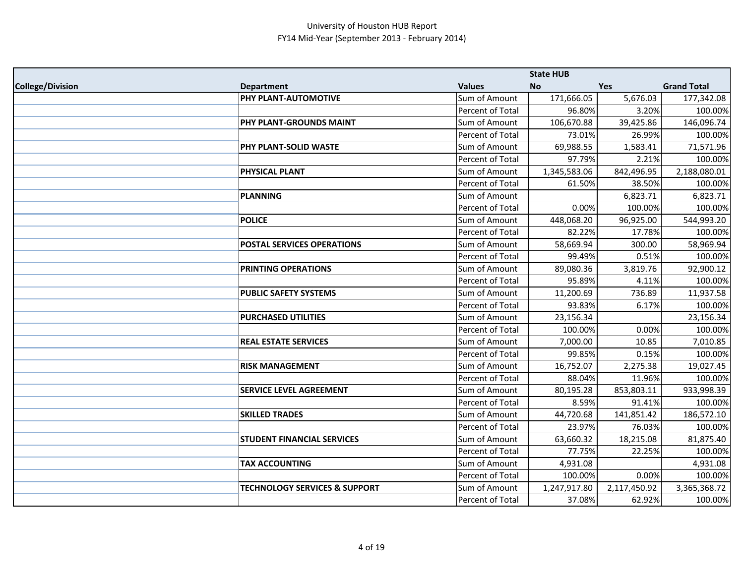University of Houston HUB Report
FY14 Mid-Year (September 2013 - February 2014)

| | | | State HUB | | |
|---|---|---|---|---|---|
| College/Division | Department | Values | No | Yes | Grand Total |
| | PHY PLANT-AUTOMOTIVE | Sum of Amount | 171,666.05 | 5,676.03 | 177,342.08 |
| | | Percent of Total | 96.80% | 3.20% | 100.00% |
| | PHY PLANT-GROUNDS MAINT | Sum of Amount | 106,670.88 | 39,425.86 | 146,096.74 |
| | | Percent of Total | 73.01% | 26.99% | 100.00% |
| | PHY PLANT-SOLID WASTE | Sum of Amount | 69,988.55 | 1,583.41 | 71,571.96 |
| | | Percent of Total | 97.79% | 2.21% | 100.00% |
| | PHYSICAL PLANT | Sum of Amount | 1,345,583.06 | 842,496.95 | 2,188,080.01 |
| | | Percent of Total | 61.50% | 38.50% | 100.00% |
| | PLANNING | Sum of Amount | | 6,823.71 | 6,823.71 |
| | | Percent of Total | 0.00% | 100.00% | 100.00% |
| | POLICE | Sum of Amount | 448,068.20 | 96,925.00 | 544,993.20 |
| | | Percent of Total | 82.22% | 17.78% | 100.00% |
| | POSTAL SERVICES OPERATIONS | Sum of Amount | 58,669.94 | 300.00 | 58,969.94 |
| | | Percent of Total | 99.49% | 0.51% | 100.00% |
| | PRINTING OPERATIONS | Sum of Amount | 89,080.36 | 3,819.76 | 92,900.12 |
| | | Percent of Total | 95.89% | 4.11% | 100.00% |
| | PUBLIC SAFETY SYSTEMS | Sum of Amount | 11,200.69 | 736.89 | 11,937.58 |
| | | Percent of Total | 93.83% | 6.17% | 100.00% |
| | PURCHASED UTILITIES | Sum of Amount | 23,156.34 | | 23,156.34 |
| | | Percent of Total | 100.00% | 0.00% | 100.00% |
| | REAL ESTATE SERVICES | Sum of Amount | 7,000.00 | 10.85 | 7,010.85 |
| | | Percent of Total | 99.85% | 0.15% | 100.00% |
| | RISK MANAGEMENT | Sum of Amount | 16,752.07 | 2,275.38 | 19,027.45 |
| | | Percent of Total | 88.04% | 11.96% | 100.00% |
| | SERVICE LEVEL AGREEMENT | Sum of Amount | 80,195.28 | 853,803.11 | 933,998.39 |
| | | Percent of Total | 8.59% | 91.41% | 100.00% |
| | SKILLED TRADES | Sum of Amount | 44,720.68 | 141,851.42 | 186,572.10 |
| | | Percent of Total | 23.97% | 76.03% | 100.00% |
| | STUDENT FINANCIAL SERVICES | Sum of Amount | 63,660.32 | 18,215.08 | 81,875.40 |
| | | Percent of Total | 77.75% | 22.25% | 100.00% |
| | TAX ACCOUNTING | Sum of Amount | 4,931.08 | | 4,931.08 |
| | | Percent of Total | 100.00% | 0.00% | 100.00% |
| | TECHNOLOGY SERVICES & SUPPORT | Sum of Amount | 1,247,917.80 | 2,117,450.92 | 3,365,368.72 |
| | | Percent of Total | 37.08% | 62.92% | 100.00% |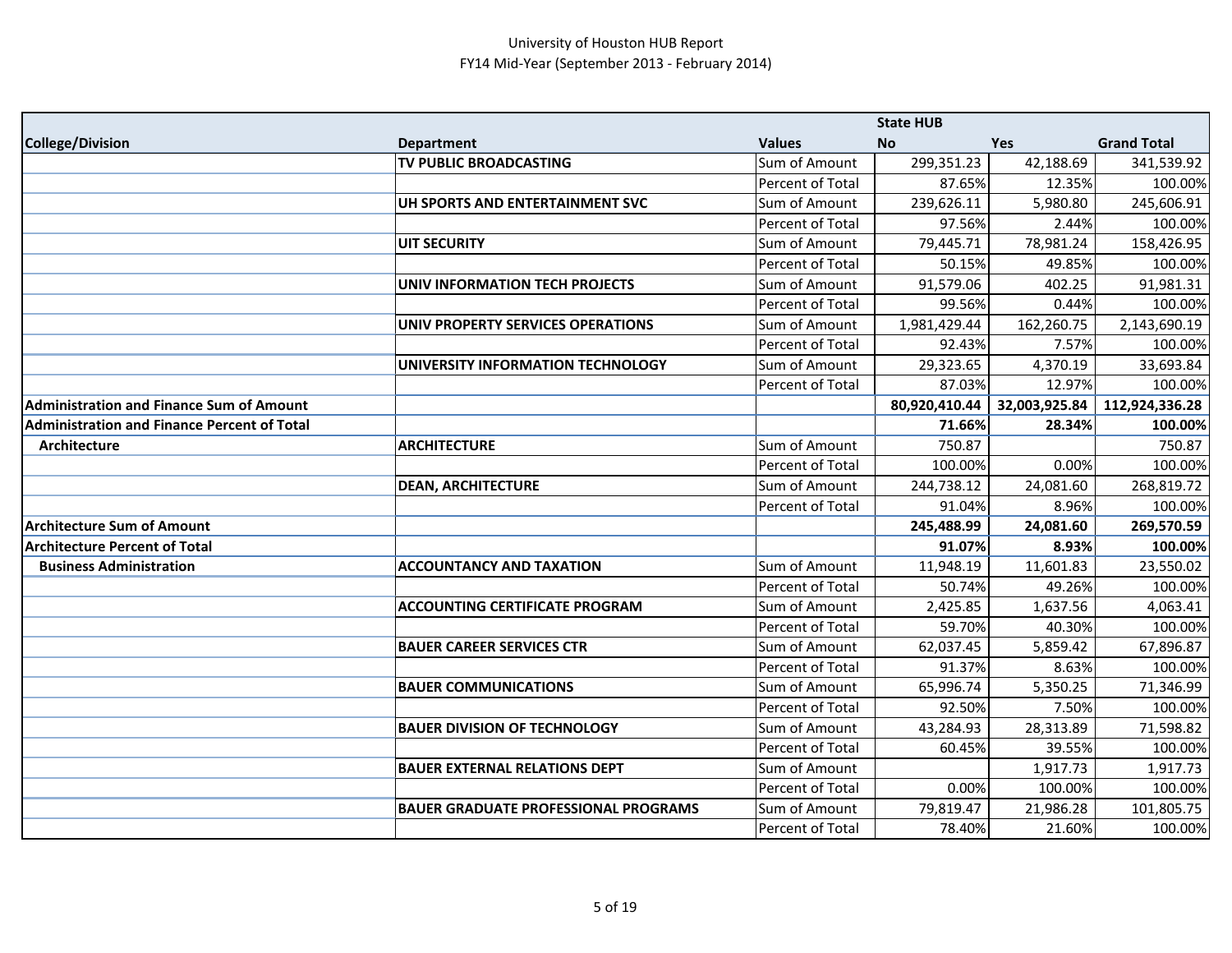University of Houston HUB Report
FY14 Mid-Year (September 2013 - February 2014)

| College/Division | Department | Values | State HUB No | Yes | Grand Total |
|---|---|---|---|---|---|
| | **TV PUBLIC BROADCASTING** | Sum of Amount | 299,351.23 | 42,188.69 | 341,539.92 |
| | | Percent of Total | 87.65% | 12.35% | 100.00% |
| | **UH SPORTS AND ENTERTAINMENT SVC** | Sum of Amount | 239,626.11 | 5,980.80 | 245,606.91 |
| | | Percent of Total | 97.56% | 2.44% | 100.00% |
| | **UIT SECURITY** | Sum of Amount | 79,445.71 | 78,981.24 | 158,426.95 |
| | | Percent of Total | 50.15% | 49.85% | 100.00% |
| | **UNIV INFORMATION TECH PROJECTS** | Sum of Amount | 91,579.06 | 402.25 | 91,981.31 |
| | | Percent of Total | 99.56% | 0.44% | 100.00% |
| | **UNIV PROPERTY SERVICES OPERATIONS** | Sum of Amount | 1,981,429.44 | 162,260.75 | 2,143,690.19 |
| | | Percent of Total | 92.43% | 7.57% | 100.00% |
| | **UNIVERSITY INFORMATION TECHNOLOGY** | Sum of Amount | 29,323.65 | 4,370.19 | 33,693.84 |
| | | Percent of Total | 87.03% | 12.97% | 100.00% |
| **Administration and Finance Sum of Amount** | | | **80,920,410.44** | **32,003,925.84** | **112,924,336.28** |
| **Administration and Finance Percent of Total** | | | **71.66%** | **28.34%** | **100.00%** |
| **Architecture** | **ARCHITECTURE** | Sum of Amount | 750.87 | | 750.87 |
| | | Percent of Total | 100.00% | 0.00% | 100.00% |
| | **DEAN, ARCHITECTURE** | Sum of Amount | 244,738.12 | 24,081.60 | 268,819.72 |
| | | Percent of Total | 91.04% | 8.96% | 100.00% |
| **Architecture Sum of Amount** | | | **245,488.99** | **24,081.60** | **269,570.59** |
| **Architecture Percent of Total** | | | **91.07%** | **8.93%** | **100.00%** |
| **Business Administration** | **ACCOUNTANCY AND TAXATION** | Sum of Amount | 11,948.19 | 11,601.83 | 23,550.02 |
| | | Percent of Total | 50.74% | 49.26% | 100.00% |
| | **ACCOUNTING CERTIFICATE PROGRAM** | Sum of Amount | 2,425.85 | 1,637.56 | 4,063.41 |
| | | Percent of Total | 59.70% | 40.30% | 100.00% |
| | **BAUER CAREER SERVICES CTR** | Sum of Amount | 62,037.45 | 5,859.42 | 67,896.87 |
| | | Percent of Total | 91.37% | 8.63% | 100.00% |
| | **BAUER COMMUNICATIONS** | Sum of Amount | 65,996.74 | 5,350.25 | 71,346.99 |
| | | Percent of Total | 92.50% | 7.50% | 100.00% |
| | **BAUER DIVISION OF TECHNOLOGY** | Sum of Amount | 43,284.93 | 28,313.89 | 71,598.82 |
| | | Percent of Total | 60.45% | 39.55% | 100.00% |
| | **BAUER EXTERNAL RELATIONS DEPT** | Sum of Amount | | 1,917.73 | 1,917.73 |
| | | Percent of Total | 0.00% | 100.00% | 100.00% |
| | **BAUER GRADUATE PROFESSIONAL PROGRAMS** | Sum of Amount | 79,819.47 | 21,986.28 | 101,805.75 |
| | | Percent of Total | 78.40% | 21.60% | 100.00% |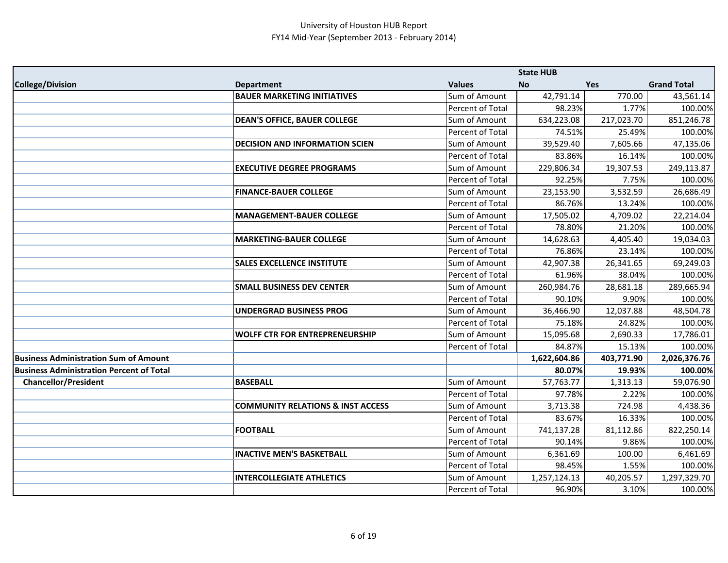University of Houston HUB Report
FY14 Mid-Year (September 2013 - February 2014)

| | | | State HUB | | |
|---|---|---|---|---|---|
| **College/Division** | **Department** | **Values** | **No** | **Yes** | **Grand Total** |
| | **BAUER MARKETING INITIATIVES** | Sum of Amount | 42,791.14 | 770.00 | 43,561.14 |
| | | Percent of Total | 98.23% | 1.77% | 100.00% |
| | **DEAN'S OFFICE, BAUER COLLEGE** | Sum of Amount | 634,223.08 | 217,023.70 | 851,246.78 |
| | | Percent of Total | 74.51% | 25.49% | 100.00% |
| | **DECISION AND INFORMATION SCIEN** | Sum of Amount | 39,529.40 | 7,605.66 | 47,135.06 |
| | | Percent of Total | 83.86% | 16.14% | 100.00% |
| | **EXECUTIVE DEGREE PROGRAMS** | Sum of Amount | 229,806.34 | 19,307.53 | 249,113.87 |
| | | Percent of Total | 92.25% | 7.75% | 100.00% |
| | **FINANCE-BAUER COLLEGE** | Sum of Amount | 23,153.90 | 3,532.59 | 26,686.49 |
| | | Percent of Total | 86.76% | 13.24% | 100.00% |
| | **MANAGEMENT-BAUER COLLEGE** | Sum of Amount | 17,505.02 | 4,709.02 | 22,214.04 |
| | | Percent of Total | 78.80% | 21.20% | 100.00% |
| | **MARKETING-BAUER COLLEGE** | Sum of Amount | 14,628.63 | 4,405.40 | 19,034.03 |
| | | Percent of Total | 76.86% | 23.14% | 100.00% |
| | **SALES EXCELLENCE INSTITUTE** | Sum of Amount | 42,907.38 | 26,341.65 | 69,249.03 |
| | | Percent of Total | 61.96% | 38.04% | 100.00% |
| | **SMALL BUSINESS DEV CENTER** | Sum of Amount | 260,984.76 | 28,681.18 | 289,665.94 |
| | | Percent of Total | 90.10% | 9.90% | 100.00% |
| | **UNDERGRAD BUSINESS PROG** | Sum of Amount | 36,466.90 | 12,037.88 | 48,504.78 |
| | | Percent of Total | 75.18% | 24.82% | 100.00% |
| | **WOLFF CTR FOR ENTREPRENEURSHIP** | Sum of Amount | 15,095.68 | 2,690.33 | 17,786.01 |
| | | Percent of Total | 84.87% | 15.13% | 100.00% |
| **Business Administration Sum of Amount** | | | **1,622,604.86** | **403,771.90** | **2,026,376.76** |
| **Business Administration Percent of Total** | | | **80.07%** | **19.93%** | **100.00%** |
| **Chancellor/President** | **BASEBALL** | Sum of Amount | 57,763.77 | 1,313.13 | 59,076.90 |
| | | Percent of Total | 97.78% | 2.22% | 100.00% |
| | **COMMUNITY RELATIONS & INST ACCESS** | Sum of Amount | 3,713.38 | 724.98 | 4,438.36 |
| | | Percent of Total | 83.67% | 16.33% | 100.00% |
| | **FOOTBALL** | Sum of Amount | 741,137.28 | 81,112.86 | 822,250.14 |
| | | Percent of Total | 90.14% | 9.86% | 100.00% |
| | **INACTIVE MEN'S BASKETBALL** | Sum of Amount | 6,361.69 | 100.00 | 6,461.69 |
| | | Percent of Total | 98.45% | 1.55% | 100.00% |
| | **INTERCOLLEGIATE ATHLETICS** | Sum of Amount | 1,257,124.13 | 40,205.57 | 1,297,329.70 |
| | | Percent of Total | 96.90% | 3.10% | 100.00% |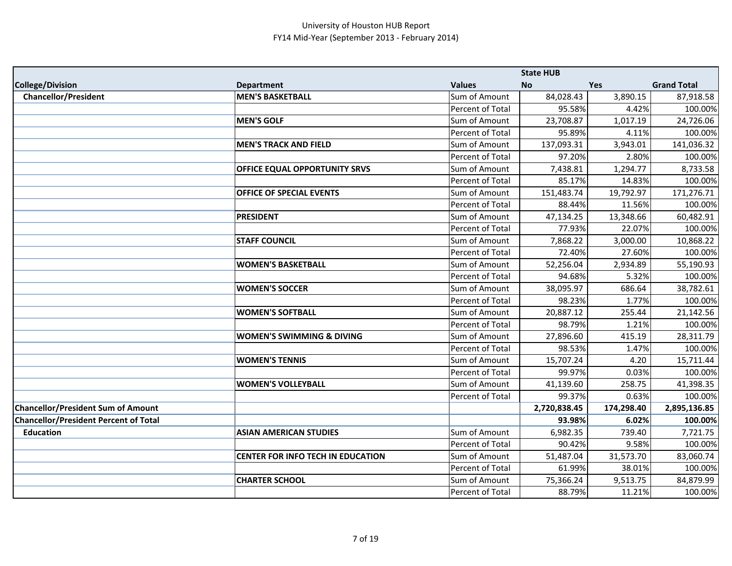University of Houston HUB Report
FY14 Mid-Year (September 2013 - February 2014)

| | | | State HUB | | |
|---|---|---|---|---|---|
| **College/Division** | **Department** | **Values** | **No** | **Yes** | **Grand Total** |
| **Chancellor/President** | **MEN'S BASKETBALL** | Sum of Amount | 84,028.43 | 3,890.15 | 87,918.58 |
| | | Percent of Total | 95.58% | 4.42% | 100.00% |
| | **MEN'S GOLF** | Sum of Amount | 23,708.87 | 1,017.19 | 24,726.06 |
| | | Percent of Total | 95.89% | 4.11% | 100.00% |
| | **MEN'S TRACK AND FIELD** | Sum of Amount | 137,093.31 | 3,943.01 | 141,036.32 |
| | | Percent of Total | 97.20% | 2.80% | 100.00% |
| | **OFFICE EQUAL OPPORTUNITY SRVS** | Sum of Amount | 7,438.81 | 1,294.77 | 8,733.58 |
| | | Percent of Total | 85.17% | 14.83% | 100.00% |
| | **OFFICE OF SPECIAL EVENTS** | Sum of Amount | 151,483.74 | 19,792.97 | 171,276.71 |
| | | Percent of Total | 88.44% | 11.56% | 100.00% |
| | **PRESIDENT** | Sum of Amount | 47,134.25 | 13,348.66 | 60,482.91 |
| | | Percent of Total | 77.93% | 22.07% | 100.00% |
| | **STAFF COUNCIL** | Sum of Amount | 7,868.22 | 3,000.00 | 10,868.22 |
| | | Percent of Total | 72.40% | 27.60% | 100.00% |
| | **WOMEN'S BASKETBALL** | Sum of Amount | 52,256.04 | 2,934.89 | 55,190.93 |
| | | Percent of Total | 94.68% | 5.32% | 100.00% |
| | **WOMEN'S SOCCER** | Sum of Amount | 38,095.97 | 686.64 | 38,782.61 |
| | | Percent of Total | 98.23% | 1.77% | 100.00% |
| | **WOMEN'S SOFTBALL** | Sum of Amount | 20,887.12 | 255.44 | 21,142.56 |
| | | Percent of Total | 98.79% | 1.21% | 100.00% |
| | **WOMEN'S SWIMMING & DIVING** | Sum of Amount | 27,896.60 | 415.19 | 28,311.79 |
| | | Percent of Total | 98.53% | 1.47% | 100.00% |
| | **WOMEN'S TENNIS** | Sum of Amount | 15,707.24 | 4.20 | 15,711.44 |
| | | Percent of Total | 99.97% | 0.03% | 100.00% |
| | **WOMEN'S VOLLEYBALL** | Sum of Amount | 41,139.60 | 258.75 | 41,398.35 |
| | | Percent of Total | 99.37% | 0.63% | 100.00% |
| **Chancellor/President Sum of Amount** | | | **2,720,838.45** | **174,298.40** | **2,895,136.85** |
| **Chancellor/President Percent of Total** | | | **93.98%** | **6.02%** | **100.00%** |
| **Education** | **ASIAN AMERICAN STUDIES** | Sum of Amount | 6,982.35 | 739.40 | 7,721.75 |
| | | Percent of Total | 90.42% | 9.58% | 100.00% |
| | **CENTER FOR INFO TECH IN EDUCATION** | Sum of Amount | 51,487.04 | 31,573.70 | 83,060.74 |
| | | Percent of Total | 61.99% | 38.01% | 100.00% |
| | **CHARTER SCHOOL** | Sum of Amount | 75,366.24 | 9,513.75 | 84,879.99 |
| | | Percent of Total | 88.79% | 11.21% | 100.00% |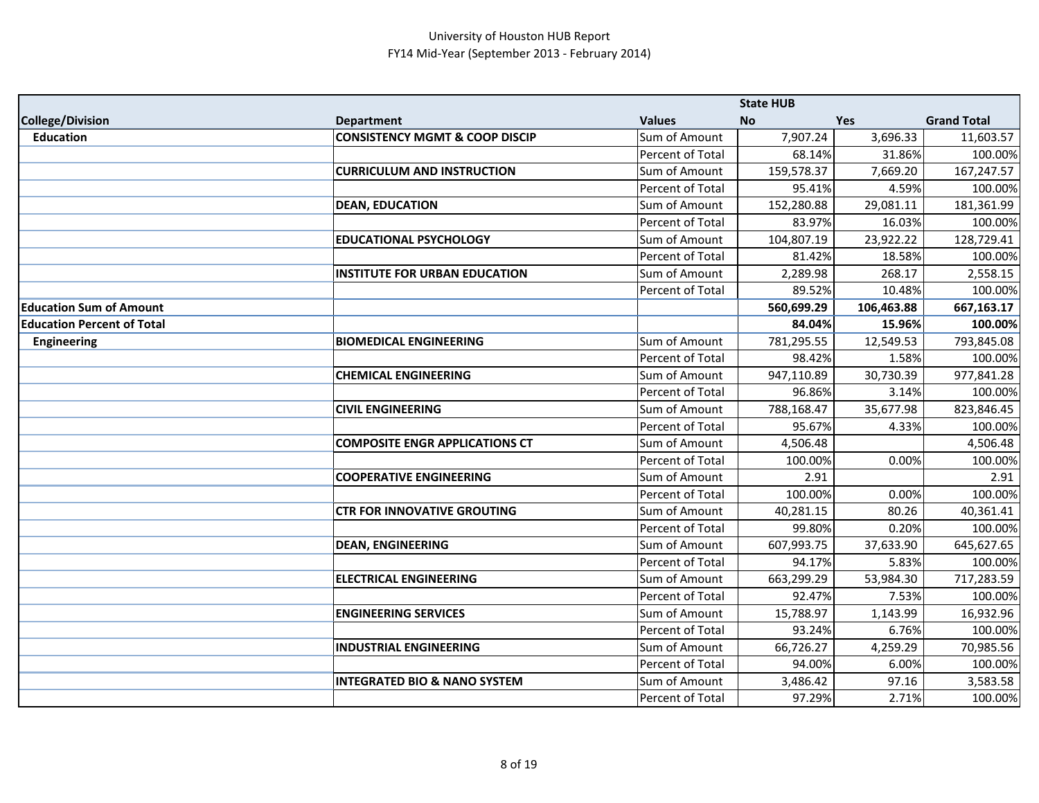University of Houston HUB Report
FY14 Mid-Year (September 2013 - February 2014)

| | | | State HUB | | |
|---|---|---|---|---|---|
| **College/Division** | **Department** | **Values** | **No** | **Yes** | **Grand Total** |
| **Education** | **CONSISTENCY MGMT & COOP DISCIP** | Sum of Amount | 7,907.24 | 3,696.33 | 11,603.57 |
| | | Percent of Total | 68.14% | 31.86% | 100.00% |
| | **CURRICULUM AND INSTRUCTION** | Sum of Amount | 159,578.37 | 7,669.20 | 167,247.57 |
| | | Percent of Total | 95.41% | 4.59% | 100.00% |
| | **DEAN, EDUCATION** | Sum of Amount | 152,280.88 | 29,081.11 | 181,361.99 |
| | | Percent of Total | 83.97% | 16.03% | 100.00% |
| | **EDUCATIONAL PSYCHOLOGY** | Sum of Amount | 104,807.19 | 23,922.22 | 128,729.41 |
| | | Percent of Total | 81.42% | 18.58% | 100.00% |
| | **INSTITUTE FOR URBAN EDUCATION** | Sum of Amount | 2,289.98 | 268.17 | 2,558.15 |
| | | Percent of Total | 89.52% | 10.48% | 100.00% |
| **Education Sum of Amount** | | | **560,699.29** | **106,463.88** | **667,163.17** |
| **Education Percent of Total** | | | **84.04%** | **15.96%** | **100.00%** |
| **Engineering** | **BIOMEDICAL ENGINEERING** | Sum of Amount | 781,295.55 | 12,549.53 | 793,845.08 |
| | | Percent of Total | 98.42% | 1.58% | 100.00% |
| | **CHEMICAL ENGINEERING** | Sum of Amount | 947,110.89 | 30,730.39 | 977,841.28 |
| | | Percent of Total | 96.86% | 3.14% | 100.00% |
| | **CIVIL ENGINEERING** | Sum of Amount | 788,168.47 | 35,677.98 | 823,846.45 |
| | | Percent of Total | 95.67% | 4.33% | 100.00% |
| | **COMPOSITE ENGR APPLICATIONS CT** | Sum of Amount | 4,506.48 | | 4,506.48 |
| | | Percent of Total | 100.00% | 0.00% | 100.00% |
| | **COOPERATIVE ENGINEERING** | Sum of Amount | 2.91 | | 2.91 |
| | | Percent of Total | 100.00% | 0.00% | 100.00% |
| | **CTR FOR INNOVATIVE GROUTING** | Sum of Amount | 40,281.15 | 80.26 | 40,361.41 |
| | | Percent of Total | 99.80% | 0.20% | 100.00% |
| | **DEAN, ENGINEERING** | Sum of Amount | 607,993.75 | 37,633.90 | 645,627.65 |
| | | Percent of Total | 94.17% | 5.83% | 100.00% |
| | **ELECTRICAL ENGINEERING** | Sum of Amount | 663,299.29 | 53,984.30 | 717,283.59 |
| | | Percent of Total | 92.47% | 7.53% | 100.00% |
| | **ENGINEERING SERVICES** | Sum of Amount | 15,788.97 | 1,143.99 | 16,932.96 |
| | | Percent of Total | 93.24% | 6.76% | 100.00% |
| | **INDUSTRIAL ENGINEERING** | Sum of Amount | 66,726.27 | 4,259.29 | 70,985.56 |
| | | Percent of Total | 94.00% | 6.00% | 100.00% |
| | **INTEGRATED BIO & NANO SYSTEM** | Sum of Amount | 3,486.42 | 97.16 | 3,583.58 |
| | | Percent of Total | 97.29% | 2.71% | 100.00% |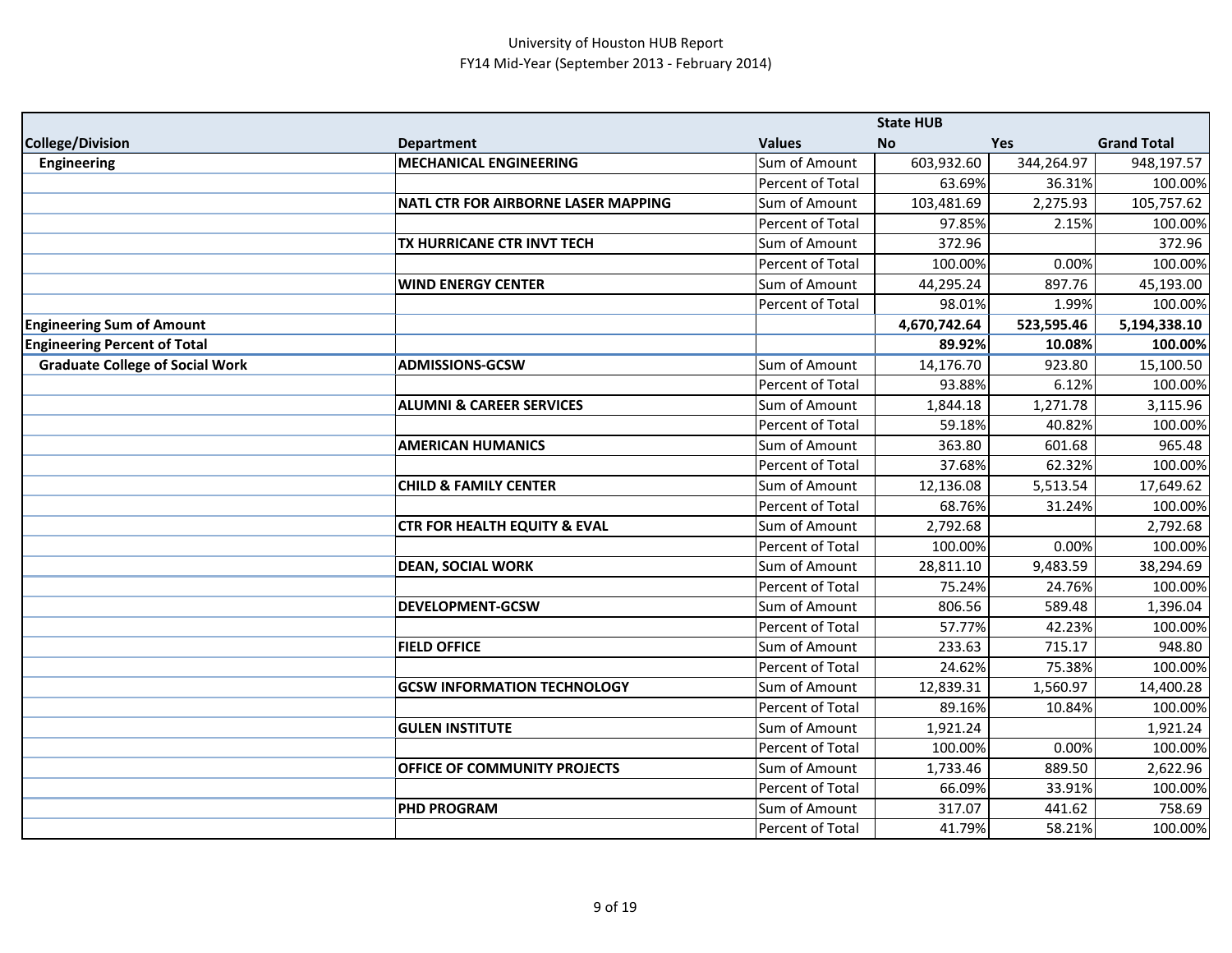# University of Houston HUB Report
## FY14 Mid-Year (September 2013 - February 2014)

| | | | State HUB | | |
|---|---|---|---|---|---|
| **College/Division** | **Department** | **Values** | **No** | **Yes** | **Grand Total** |
| **Engineering** | **MECHANICAL ENGINEERING** | Sum of Amount | 603,932.60 | 344,264.97 | 948,197.57 |
| | | Percent of Total | 63.69% | 36.31% | 100.00% |
| | **NATL CTR FOR AIRBORNE LASER MAPPING** | Sum of Amount | 103,481.69 | 2,275.93 | 105,757.62 |
| | | Percent of Total | 97.85% | 2.15% | 100.00% |
| | **TX HURRICANE CTR INVT TECH** | Sum of Amount | 372.96 | | 372.96 |
| | | Percent of Total | 100.00% | 0.00% | 100.00% |
| | **WIND ENERGY CENTER** | Sum of Amount | 44,295.24 | 897.76 | 45,193.00 |
| | | Percent of Total | 98.01% | 1.99% | 100.00% |
| **Engineering Sum of Amount** | | | **4,670,742.64** | **523,595.46** | **5,194,338.10** |
| **Engineering Percent of Total** | | | **89.92%** | **10.08%** | **100.00%** |
| **Graduate College of Social Work** | **ADMISSIONS-GCSW** | Sum of Amount | 14,176.70 | 923.80 | 15,100.50 |
| | | Percent of Total | 93.88% | 6.12% | 100.00% |
| | **ALUMNI & CAREER SERVICES** | Sum of Amount | 1,844.18 | 1,271.78 | 3,115.96 |
| | | Percent of Total | 59.18% | 40.82% | 100.00% |
| | **AMERICAN HUMANICS** | Sum of Amount | 363.80 | 601.68 | 965.48 |
| | | Percent of Total | 37.68% | 62.32% | 100.00% |
| | **CHILD & FAMILY CENTER** | Sum of Amount | 12,136.08 | 5,513.54 | 17,649.62 |
| | | Percent of Total | 68.76% | 31.24% | 100.00% |
| | **CTR FOR HEALTH EQUITY & EVAL** | Sum of Amount | 2,792.68 | | 2,792.68 |
| | | Percent of Total | 100.00% | 0.00% | 100.00% |
| | **DEAN, SOCIAL WORK** | Sum of Amount | 28,811.10 | 9,483.59 | 38,294.69 |
| | | Percent of Total | 75.24% | 24.76% | 100.00% |
| | **DEVELOPMENT-GCSW** | Sum of Amount | 806.56 | 589.48 | 1,396.04 |
| | | Percent of Total | 57.77% | 42.23% | 100.00% |
| | **FIELD OFFICE** | Sum of Amount | 233.63 | 715.17 | 948.80 |
| | | Percent of Total | 24.62% | 75.38% | 100.00% |
| | **GCSW INFORMATION TECHNOLOGY** | Sum of Amount | 12,839.31 | 1,560.97 | 14,400.28 |
| | | Percent of Total | 89.16% | 10.84% | 100.00% |
| | **GULEN INSTITUTE** | Sum of Amount | 1,921.24 | | 1,921.24 |
| | | Percent of Total | 100.00% | 0.00% | 100.00% |
| | **OFFICE OF COMMUNITY PROJECTS** | Sum of Amount | 1,733.46 | 889.50 | 2,622.96 |
| | | Percent of Total | 66.09% | 33.91% | 100.00% |
| | **PHD PROGRAM** | Sum of Amount | 317.07 | 441.62 | 758.69 |
| | | Percent of Total | 41.79% | 58.21% | 100.00% |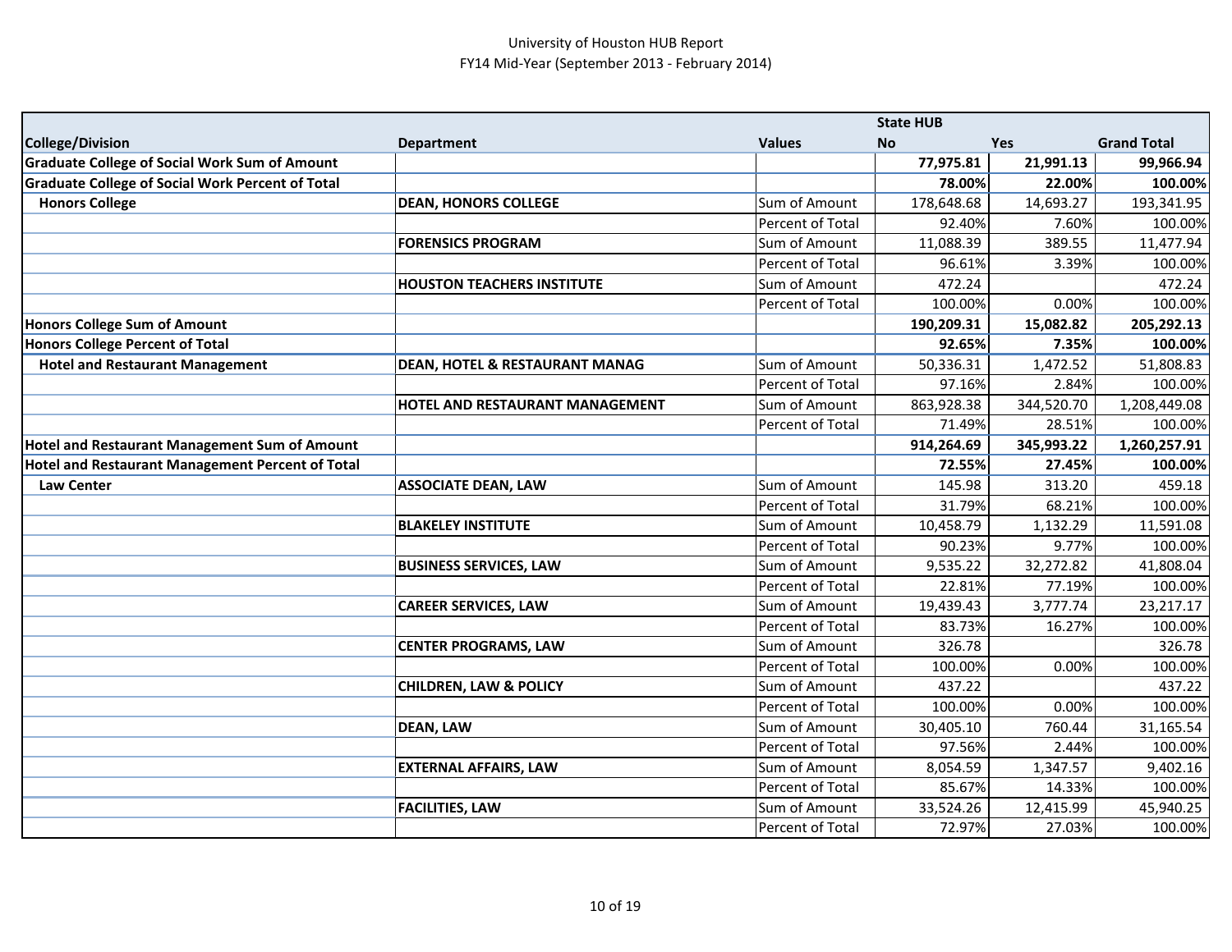University of Houston HUB Report
FY14 Mid-Year (September 2013 - February 2014)

| College/Division | Department | Values | State HUB No | Yes | Grand Total |
|---|---|---|---|---|---|
| **Graduate College of Social Work Sum of Amount** | | | **77,975.81** | **21,991.13** | **99,966.94** |
| **Graduate College of Social Work Percent of Total** | | | **78.00%** | **22.00%** | **100.00%** |
| **Honors College** | **DEAN, HONORS COLLEGE** | Sum of Amount | 178,648.68 | 14,693.27 | 193,341.95 |
| | | Percent of Total | 92.40% | 7.60% | 100.00% |
| | **FORENSICS PROGRAM** | Sum of Amount | 11,088.39 | 389.55 | 11,477.94 |
| | | Percent of Total | 96.61% | 3.39% | 100.00% |
| | **HOUSTON TEACHERS INSTITUTE** | Sum of Amount | 472.24 | | 472.24 |
| | | Percent of Total | 100.00% | 0.00% | 100.00% |
| **Honors College Sum of Amount** | | | **190,209.31** | **15,082.82** | **205,292.13** |
| **Honors College Percent of Total** | | | **92.65%** | **7.35%** | **100.00%** |
| **Hotel and Restaurant Management** | **DEAN, HOTEL & RESTAURANT MANAG** | Sum of Amount | 50,336.31 | 1,472.52 | 51,808.83 |
| | | Percent of Total | 97.16% | 2.84% | 100.00% |
| | **HOTEL AND RESTAURANT MANAGEMENT** | Sum of Amount | 863,928.38 | 344,520.70 | 1,208,449.08 |
| | | Percent of Total | 71.49% | 28.51% | 100.00% |
| **Hotel and Restaurant Management Sum of Amount** | | | **914,264.69** | **345,993.22** | **1,260,257.91** |
| **Hotel and Restaurant Management Percent of Total** | | | **72.55%** | **27.45%** | **100.00%** |
| **Law Center** | **ASSOCIATE DEAN, LAW** | Sum of Amount | 145.98 | 313.20 | 459.18 |
| | | Percent of Total | 31.79% | 68.21% | 100.00% |
| | **BLAKELEY INSTITUTE** | Sum of Amount | 10,458.79 | 1,132.29 | 11,591.08 |
| | | Percent of Total | 90.23% | 9.77% | 100.00% |
| | **BUSINESS SERVICES, LAW** | Sum of Amount | 9,535.22 | 32,272.82 | 41,808.04 |
| | | Percent of Total | 22.81% | 77.19% | 100.00% |
| | **CAREER SERVICES, LAW** | Sum of Amount | 19,439.43 | 3,777.74 | 23,217.17 |
| | | Percent of Total | 83.73% | 16.27% | 100.00% |
| | **CENTER PROGRAMS, LAW** | Sum of Amount | 326.78 | | 326.78 |
| | | Percent of Total | 100.00% | 0.00% | 100.00% |
| | **CHILDREN, LAW & POLICY** | Sum of Amount | 437.22 | | 437.22 |
| | | Percent of Total | 100.00% | 0.00% | 100.00% |
| | **DEAN, LAW** | Sum of Amount | 30,405.10 | 760.44 | 31,165.54 |
| | | Percent of Total | 97.56% | 2.44% | 100.00% |
| | **EXTERNAL AFFAIRS, LAW** | Sum of Amount | 8,054.59 | 1,347.57 | 9,402.16 |
| | | Percent of Total | 85.67% | 14.33% | 100.00% |
| | **FACILITIES, LAW** | Sum of Amount | 33,524.26 | 12,415.99 | 45,940.25 |
| | | Percent of Total | 72.97% | 27.03% | 100.00% |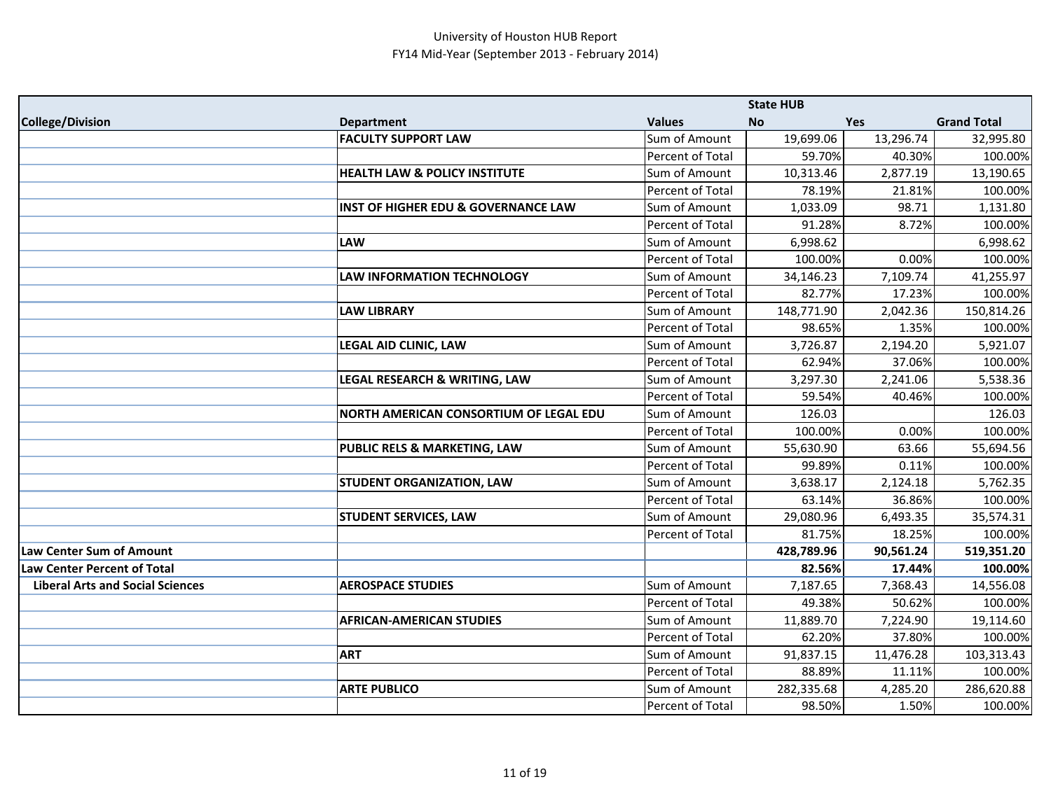University of Houston HUB Report
FY14 Mid-Year (September 2013 - February 2014)

| | | | State HUB | | |
|---|---|---|---|---|---|
| **College/Division** | **Department** | **Values** | **No** | **Yes** | **Grand Total** |
| | **FACULTY SUPPORT LAW** | Sum of Amount | 19,699.06 | 13,296.74 | 32,995.80 |
| | | Percent of Total | 59.70% | 40.30% | 100.00% |
| | **HEALTH LAW & POLICY INSTITUTE** | Sum of Amount | 10,313.46 | 2,877.19 | 13,190.65 |
| | | Percent of Total | 78.19% | 21.81% | 100.00% |
| | **INST OF HIGHER EDU & GOVERNANCE LAW** | Sum of Amount | 1,033.09 | 98.71 | 1,131.80 |
| | | Percent of Total | 91.28% | 8.72% | 100.00% |
| | **LAW** | Sum of Amount | 6,998.62 | | 6,998.62 |
| | | Percent of Total | 100.00% | 0.00% | 100.00% |
| | **LAW INFORMATION TECHNOLOGY** | Sum of Amount | 34,146.23 | 7,109.74 | 41,255.97 |
| | | Percent of Total | 82.77% | 17.23% | 100.00% |
| | **LAW LIBRARY** | Sum of Amount | 148,771.90 | 2,042.36 | 150,814.26 |
| | | Percent of Total | 98.65% | 1.35% | 100.00% |
| | **LEGAL AID CLINIC, LAW** | Sum of Amount | 3,726.87 | 2,194.20 | 5,921.07 |
| | | Percent of Total | 62.94% | 37.06% | 100.00% |
| | **LEGAL RESEARCH & WRITING, LAW** | Sum of Amount | 3,297.30 | 2,241.06 | 5,538.36 |
| | | Percent of Total | 59.54% | 40.46% | 100.00% |
| | **NORTH AMERICAN CONSORTIUM OF LEGAL EDU** | Sum of Amount | 126.03 | | 126.03 |
| | | Percent of Total | 100.00% | 0.00% | 100.00% |
| | **PUBLIC RELS & MARKETING, LAW** | Sum of Amount | 55,630.90 | 63.66 | 55,694.56 |
| | | Percent of Total | 99.89% | 0.11% | 100.00% |
| | **STUDENT ORGANIZATION, LAW** | Sum of Amount | 3,638.17 | 2,124.18 | 5,762.35 |
| | | Percent of Total | 63.14% | 36.86% | 100.00% |
| | **STUDENT SERVICES, LAW** | Sum of Amount | 29,080.96 | 6,493.35 | 35,574.31 |
| | | Percent of Total | 81.75% | 18.25% | 100.00% |
| **Law Center Sum of Amount** | | | **428,789.96** | **90,561.24** | **519,351.20** |
| **Law Center Percent of Total** | | | **82.56%** | **17.44%** | **100.00%** |
| **Liberal Arts and Social Sciences** | **AEROSPACE STUDIES** | Sum of Amount | 7,187.65 | 7,368.43 | 14,556.08 |
| | | Percent of Total | 49.38% | 50.62% | 100.00% |
| | **AFRICAN-AMERICAN STUDIES** | Sum of Amount | 11,889.70 | 7,224.90 | 19,114.60 |
| | | Percent of Total | 62.20% | 37.80% | 100.00% |
| | **ART** | Sum of Amount | 91,837.15 | 11,476.28 | 103,313.43 |
| | | Percent of Total | 88.89% | 11.11% | 100.00% |
| | **ARTE PUBLICO** | Sum of Amount | 282,335.68 | 4,285.20 | 286,620.88 |
| | | Percent of Total | 98.50% | 1.50% | 100.00% |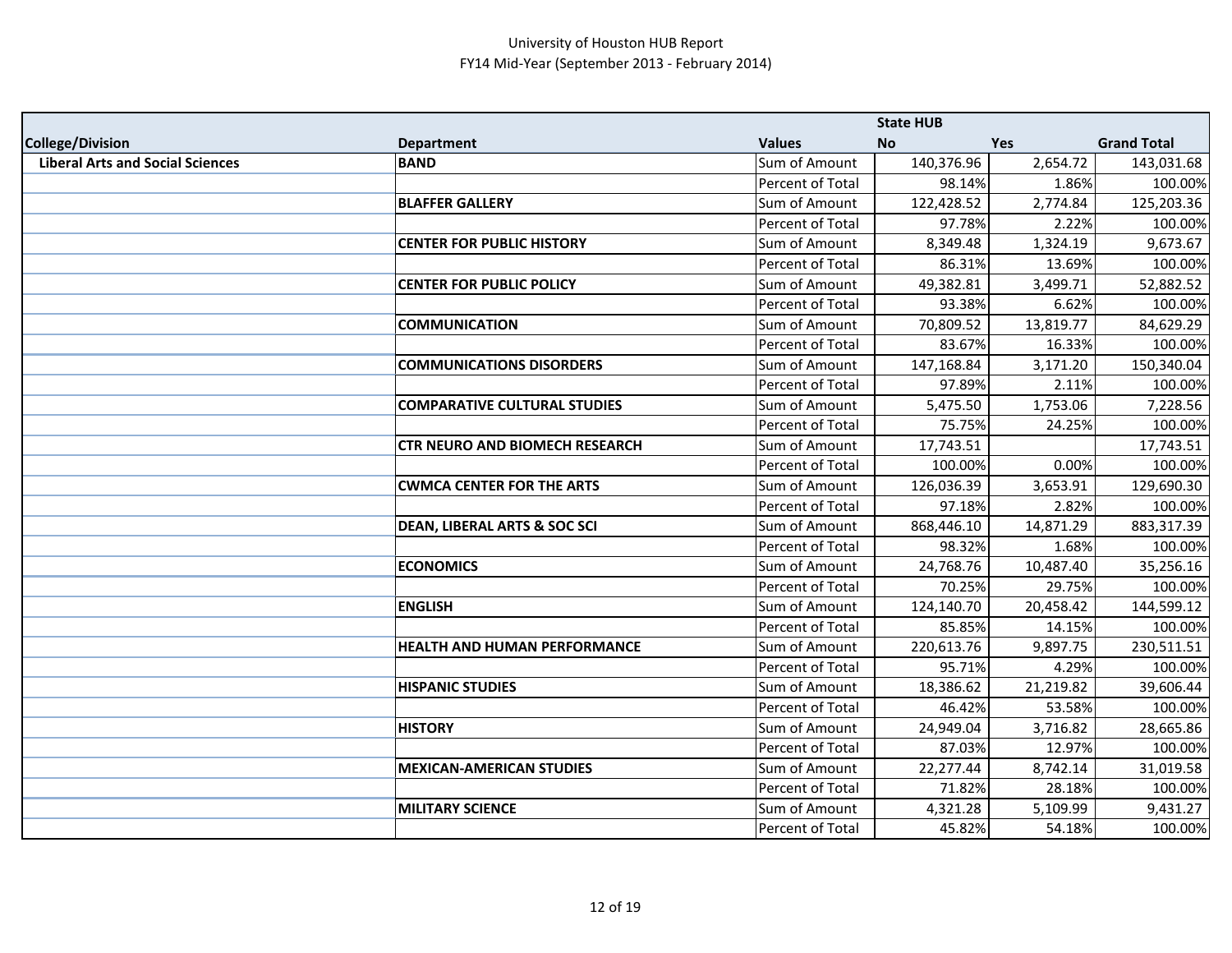University of Houston HUB Report
FY14 Mid-Year (September 2013 - February 2014)

| | | | State HUB | | |
|---|---|---|---|---|---|
| **College/Division** | **Department** | **Values** | **No** | **Yes** | **Grand Total** |
| **Liberal Arts and Social Sciences** | **BAND** | Sum of Amount | 140,376.96 | 2,654.72 | 143,031.68 |
| | | Percent of Total | 98.14% | 1.86% | 100.00% |
| | **BLAFFER GALLERY** | Sum of Amount | 122,428.52 | 2,774.84 | 125,203.36 |
| | | Percent of Total | 97.78% | 2.22% | 100.00% |
| | **CENTER FOR PUBLIC HISTORY** | Sum of Amount | 8,349.48 | 1,324.19 | 9,673.67 |
| | | Percent of Total | 86.31% | 13.69% | 100.00% |
| | **CENTER FOR PUBLIC POLICY** | Sum of Amount | 49,382.81 | 3,499.71 | 52,882.52 |
| | | Percent of Total | 93.38% | 6.62% | 100.00% |
| | **COMMUNICATION** | Sum of Amount | 70,809.52 | 13,819.77 | 84,629.29 |
| | | Percent of Total | 83.67% | 16.33% | 100.00% |
| | **COMMUNICATIONS DISORDERS** | Sum of Amount | 147,168.84 | 3,171.20 | 150,340.04 |
| | | Percent of Total | 97.89% | 2.11% | 100.00% |
| | **COMPARATIVE CULTURAL STUDIES** | Sum of Amount | 5,475.50 | 1,753.06 | 7,228.56 |
| | | Percent of Total | 75.75% | 24.25% | 100.00% |
| | **CTR NEURO AND BIOMECH RESEARCH** | Sum of Amount | 17,743.51 | | 17,743.51 |
| | | Percent of Total | 100.00% | 0.00% | 100.00% |
| | **CWMCA CENTER FOR THE ARTS** | Sum of Amount | 126,036.39 | 3,653.91 | 129,690.30 |
| | | Percent of Total | 97.18% | 2.82% | 100.00% |
| | **DEAN, LIBERAL ARTS & SOC SCI** | Sum of Amount | 868,446.10 | 14,871.29 | 883,317.39 |
| | | Percent of Total | 98.32% | 1.68% | 100.00% |
| | **ECONOMICS** | Sum of Amount | 24,768.76 | 10,487.40 | 35,256.16 |
| | | Percent of Total | 70.25% | 29.75% | 100.00% |
| | **ENGLISH** | Sum of Amount | 124,140.70 | 20,458.42 | 144,599.12 |
| | | Percent of Total | 85.85% | 14.15% | 100.00% |
| | **HEALTH AND HUMAN PERFORMANCE** | Sum of Amount | 220,613.76 | 9,897.75 | 230,511.51 |
| | | Percent of Total | 95.71% | 4.29% | 100.00% |
| | **HISPANIC STUDIES** | Sum of Amount | 18,386.62 | 21,219.82 | 39,606.44 |
| | | Percent of Total | 46.42% | 53.58% | 100.00% |
| | **HISTORY** | Sum of Amount | 24,949.04 | 3,716.82 | 28,665.86 |
| | | Percent of Total | 87.03% | 12.97% | 100.00% |
| | **MEXICAN-AMERICAN STUDIES** | Sum of Amount | 22,277.44 | 8,742.14 | 31,019.58 |
| | | Percent of Total | 71.82% | 28.18% | 100.00% |
| | **MILITARY SCIENCE** | Sum of Amount | 4,321.28 | 5,109.99 | 9,431.27 |
| | | Percent of Total | 45.82% | 54.18% | 100.00% |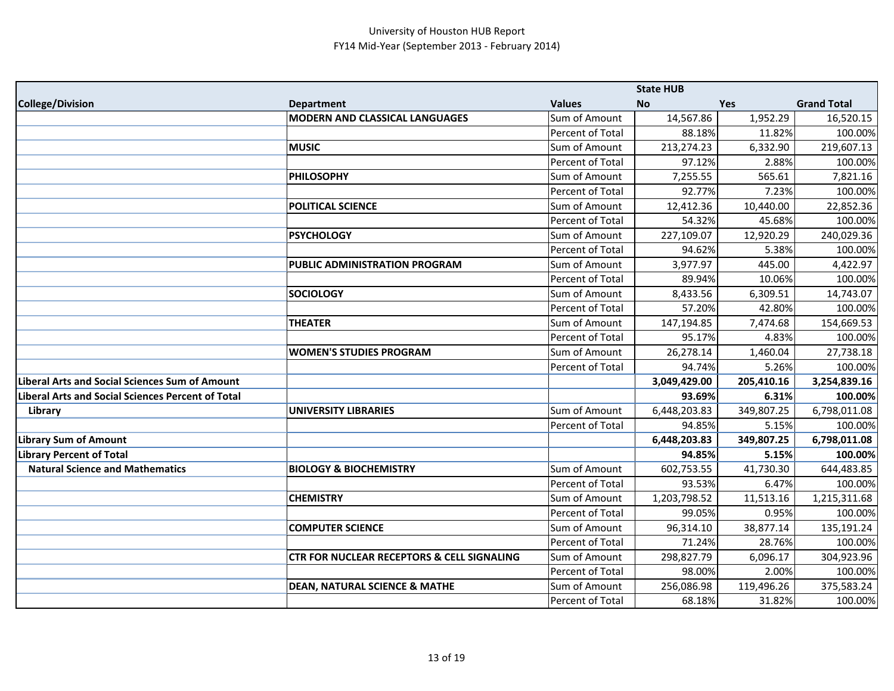University of Houston HUB Report
FY14 Mid-Year (September 2013 - February 2014)

| | | | State HUB | | |
|---|---|---|---|---|---|
| College/Division | Department | Values | No | Yes | Grand Total |
| | **MODERN AND CLASSICAL LANGUAGES** | Sum of Amount | 14,567.86 | 1,952.29 | 16,520.15 |
| | | Percent of Total | 88.18% | 11.82% | 100.00% |
| | **MUSIC** | Sum of Amount | 213,274.23 | 6,332.90 | 219,607.13 |
| | | Percent of Total | 97.12% | 2.88% | 100.00% |
| | **PHILOSOPHY** | Sum of Amount | 7,255.55 | 565.61 | 7,821.16 |
| | | Percent of Total | 92.77% | 7.23% | 100.00% |
| | **POLITICAL SCIENCE** | Sum of Amount | 12,412.36 | 10,440.00 | 22,852.36 |
| | | Percent of Total | 54.32% | 45.68% | 100.00% |
| | **PSYCHOLOGY** | Sum of Amount | 227,109.07 | 12,920.29 | 240,029.36 |
| | | Percent of Total | 94.62% | 5.38% | 100.00% |
| | **PUBLIC ADMINISTRATION PROGRAM** | Sum of Amount | 3,977.97 | 445.00 | 4,422.97 |
| | | Percent of Total | 89.94% | 10.06% | 100.00% |
| | **SOCIOLOGY** | Sum of Amount | 8,433.56 | 6,309.51 | 14,743.07 |
| | | Percent of Total | 57.20% | 42.80% | 100.00% |
| | **THEATER** | Sum of Amount | 147,194.85 | 7,474.68 | 154,669.53 |
| | | Percent of Total | 95.17% | 4.83% | 100.00% |
| | **WOMEN'S STUDIES PROGRAM** | Sum of Amount | 26,278.14 | 1,460.04 | 27,738.18 |
| | | Percent of Total | 94.74% | 5.26% | 100.00% |
| **Liberal Arts and Social Sciences Sum of Amount** | | | **3,049,429.00** | **205,410.16** | **3,254,839.16** |
| **Liberal Arts and Social Sciences Percent of Total** | | | **93.69%** | **6.31%** | **100.00%** |
| **Library** | **UNIVERSITY LIBRARIES** | Sum of Amount | 6,448,203.83 | 349,807.25 | 6,798,011.08 |
| | | Percent of Total | 94.85% | 5.15% | 100.00% |
| **Library Sum of Amount** | | | **6,448,203.83** | **349,807.25** | **6,798,011.08** |
| **Library Percent of Total** | | | **94.85%** | **5.15%** | **100.00%** |
| **Natural Science and Mathematics** | **BIOLOGY & BIOCHEMISTRY** | Sum of Amount | 602,753.55 | 41,730.30 | 644,483.85 |
| | | Percent of Total | 93.53% | 6.47% | 100.00% |
| | **CHEMISTRY** | Sum of Amount | 1,203,798.52 | 11,513.16 | 1,215,311.68 |
| | | Percent of Total | 99.05% | 0.95% | 100.00% |
| | **COMPUTER SCIENCE** | Sum of Amount | 96,314.10 | 38,877.14 | 135,191.24 |
| | | Percent of Total | 71.24% | 28.76% | 100.00% |
| | **CTR FOR NUCLEAR RECEPTORS & CELL SIGNALING** | Sum of Amount | 298,827.79 | 6,096.17 | 304,923.96 |
| | | Percent of Total | 98.00% | 2.00% | 100.00% |
| | **DEAN, NATURAL SCIENCE & MATHE** | Sum of Amount | 256,086.98 | 119,496.26 | 375,583.24 |
| | | Percent of Total | 68.18% | 31.82% | 100.00% |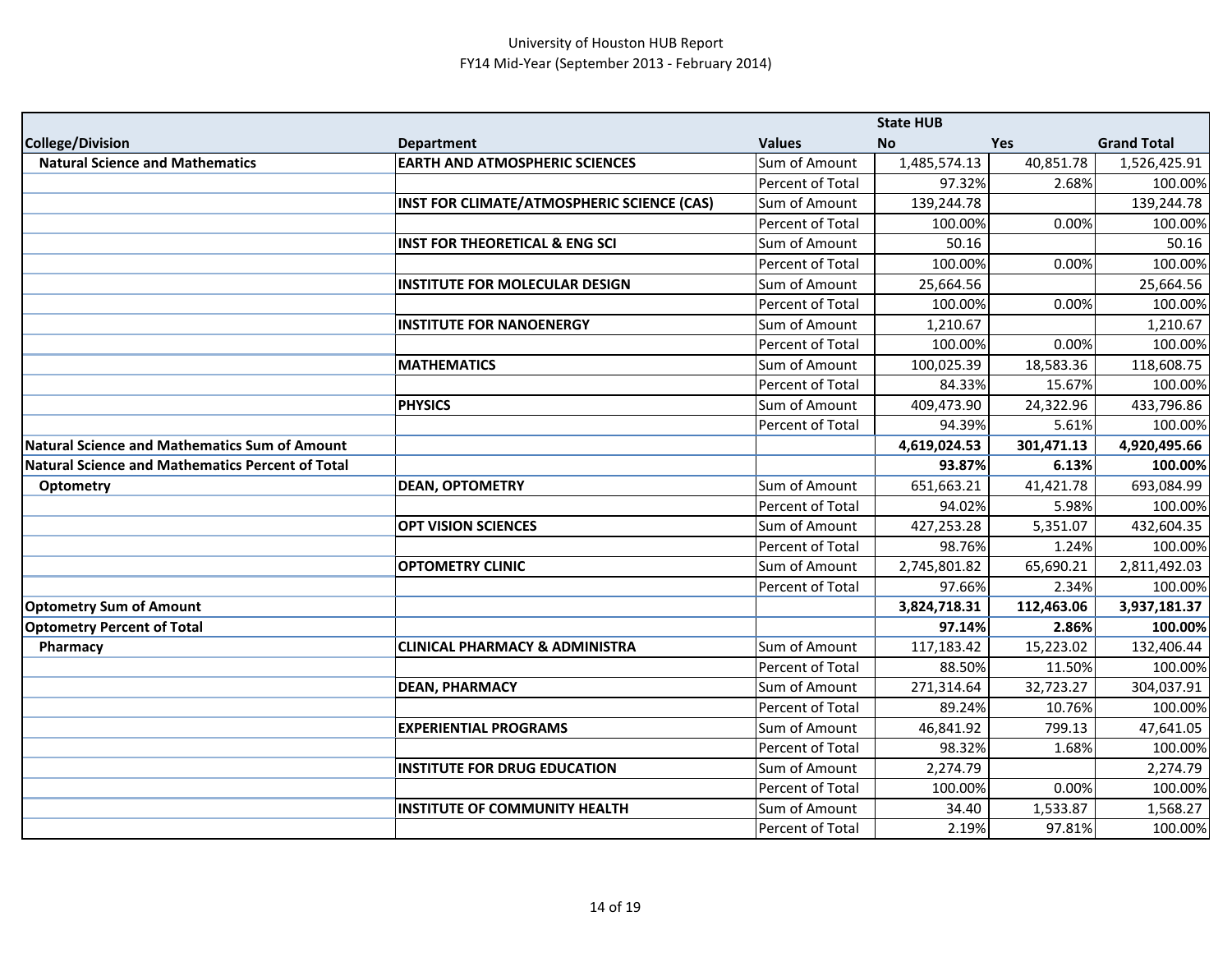# University of Houston HUB Report
## FY14 Mid-Year (September 2013 - February 2014)

| | | | State HUB | | |
|---|---|---|---|---|---|
| **College/Division** | **Department** | **Values** | **No** | **Yes** | **Grand Total** |
| **Natural Science and Mathematics** | **EARTH AND ATMOSPHERIC SCIENCES** | Sum of Amount | 1,485,574.13 | 40,851.78 | 1,526,425.91 |
| | | Percent of Total | 97.32% | 2.68% | 100.00% |
| | **INST FOR CLIMATE/ATMOSPHERIC SCIENCE (CAS)** | Sum of Amount | 139,244.78 | | 139,244.78 |
| | | Percent of Total | 100.00% | 0.00% | 100.00% |
| | **INST FOR THEORETICAL & ENG SCI** | Sum of Amount | 50.16 | | 50.16 |
| | | Percent of Total | 100.00% | 0.00% | 100.00% |
| | **INSTITUTE FOR MOLECULAR DESIGN** | Sum of Amount | 25,664.56 | | 25,664.56 |
| | | Percent of Total | 100.00% | 0.00% | 100.00% |
| | **INSTITUTE FOR NANOENERGY** | Sum of Amount | 1,210.67 | | 1,210.67 |
| | | Percent of Total | 100.00% | 0.00% | 100.00% |
| | **MATHEMATICS** | Sum of Amount | 100,025.39 | 18,583.36 | 118,608.75 |
| | | Percent of Total | 84.33% | 15.67% | 100.00% |
| | **PHYSICS** | Sum of Amount | 409,473.90 | 24,322.96 | 433,796.86 |
| | | Percent of Total | 94.39% | 5.61% | 100.00% |
| **Natural Science and Mathematics Sum of Amount** | | | **4,619,024.53** | **301,471.13** | **4,920,495.66** |
| **Natural Science and Mathematics Percent of Total** | | | **93.87%** | **6.13%** | **100.00%** |
| **Optometry** | **DEAN, OPTOMETRY** | Sum of Amount | 651,663.21 | 41,421.78 | 693,084.99 |
| | | Percent of Total | 94.02% | 5.98% | 100.00% |
| | **OPT VISION SCIENCES** | Sum of Amount | 427,253.28 | 5,351.07 | 432,604.35 |
| | | Percent of Total | 98.76% | 1.24% | 100.00% |
| | **OPTOMETRY CLINIC** | Sum of Amount | 2,745,801.82 | 65,690.21 | 2,811,492.03 |
| | | Percent of Total | 97.66% | 2.34% | 100.00% |
| **Optometry Sum of Amount** | | | **3,824,718.31** | **112,463.06** | **3,937,181.37** |
| **Optometry Percent of Total** | | | **97.14%** | **2.86%** | **100.00%** |
| **Pharmacy** | **CLINICAL PHARMACY & ADMINISTRA** | Sum of Amount | 117,183.42 | 15,223.02 | 132,406.44 |
| | | Percent of Total | 88.50% | 11.50% | 100.00% |
| | **DEAN, PHARMACY** | Sum of Amount | 271,314.64 | 32,723.27 | 304,037.91 |
| | | Percent of Total | 89.24% | 10.76% | 100.00% |
| | **EXPERIENTIAL PROGRAMS** | Sum of Amount | 46,841.92 | 799.13 | 47,641.05 |
| | | Percent of Total | 98.32% | 1.68% | 100.00% |
| | **INSTITUTE FOR DRUG EDUCATION** | Sum of Amount | 2,274.79 | | 2,274.79 |
| | | Percent of Total | 100.00% | 0.00% | 100.00% |
| | **INSTITUTE OF COMMUNITY HEALTH** | Sum of Amount | 34.40 | 1,533.87 | 1,568.27 |
| | | Percent of Total | 2.19% | 97.81% | 100.00% |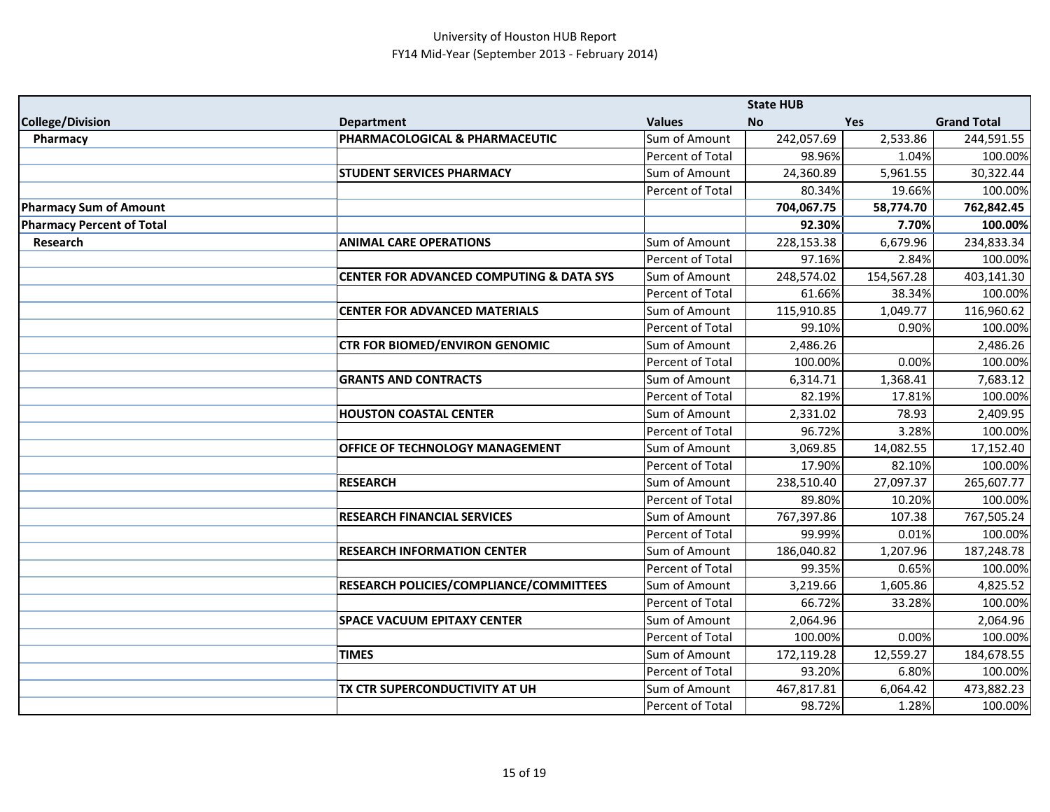University of Houston HUB Report
FY14 Mid-Year (September 2013 - February 2014)

| College/Division | Department | Values | State HUB No | Yes | Grand Total |
|---|---|---|---|---|---|
| **Pharmacy** | **PHARMACOLOGICAL & PHARMACEUTIC** | Sum of Amount | 242,057.69 | 2,533.86 | 244,591.55 |
| | | Percent of Total | 98.96% | 1.04% | 100.00% |
| | **STUDENT SERVICES PHARMACY** | Sum of Amount | 24,360.89 | 5,961.55 | 30,322.44 |
| | | Percent of Total | 80.34% | 19.66% | 100.00% |
| **Pharmacy Sum of Amount** | | | **704,067.75** | **58,774.70** | **762,842.45** |
| **Pharmacy Percent of Total** | | | **92.30%** | **7.70%** | **100.00%** |
| **Research** | **ANIMAL CARE OPERATIONS** | Sum of Amount | 228,153.38 | 6,679.96 | 234,833.34 |
| | | Percent of Total | 97.16% | 2.84% | 100.00% |
| | **CENTER FOR ADVANCED COMPUTING & DATA SYS** | Sum of Amount | 248,574.02 | 154,567.28 | 403,141.30 |
| | | Percent of Total | 61.66% | 38.34% | 100.00% |
| | **CENTER FOR ADVANCED MATERIALS** | Sum of Amount | 115,910.85 | 1,049.77 | 116,960.62 |
| | | Percent of Total | 99.10% | 0.90% | 100.00% |
| | **CTR FOR BIOMED/ENVIRON GENOMIC** | Sum of Amount | 2,486.26 | | 2,486.26 |
| | | Percent of Total | 100.00% | 0.00% | 100.00% |
| | **GRANTS AND CONTRACTS** | Sum of Amount | 6,314.71 | 1,368.41 | 7,683.12 |
| | | Percent of Total | 82.19% | 17.81% | 100.00% |
| | **HOUSTON COASTAL CENTER** | Sum of Amount | 2,331.02 | 78.93 | 2,409.95 |
| | | Percent of Total | 96.72% | 3.28% | 100.00% |
| | **OFFICE OF TECHNOLOGY MANAGEMENT** | Sum of Amount | 3,069.85 | 14,082.55 | 17,152.40 |
| | | Percent of Total | 17.90% | 82.10% | 100.00% |
| | **RESEARCH** | Sum of Amount | 238,510.40 | 27,097.37 | 265,607.77 |
| | | Percent of Total | 89.80% | 10.20% | 100.00% |
| | **RESEARCH FINANCIAL SERVICES** | Sum of Amount | 767,397.86 | 107.38 | 767,505.24 |
| | | Percent of Total | 99.99% | 0.01% | 100.00% |
| | **RESEARCH INFORMATION CENTER** | Sum of Amount | 186,040.82 | 1,207.96 | 187,248.78 |
| | | Percent of Total | 99.35% | 0.65% | 100.00% |
| | **RESEARCH POLICIES/COMPLIANCE/COMMITTEES** | Sum of Amount | 3,219.66 | 1,605.86 | 4,825.52 |
| | | Percent of Total | 66.72% | 33.28% | 100.00% |
| | **SPACE VACUUM EPITAXY CENTER** | Sum of Amount | 2,064.96 | | 2,064.96 |
| | | Percent of Total | 100.00% | 0.00% | 100.00% |
| | **TIMES** | Sum of Amount | 172,119.28 | 12,559.27 | 184,678.55 |
| | | Percent of Total | 93.20% | 6.80% | 100.00% |
| | **TX CTR SUPERCONDUCTIVITY AT UH** | Sum of Amount | 467,817.81 | 6,064.42 | 473,882.23 |
| | | Percent of Total | 98.72% | 1.28% | 100.00% |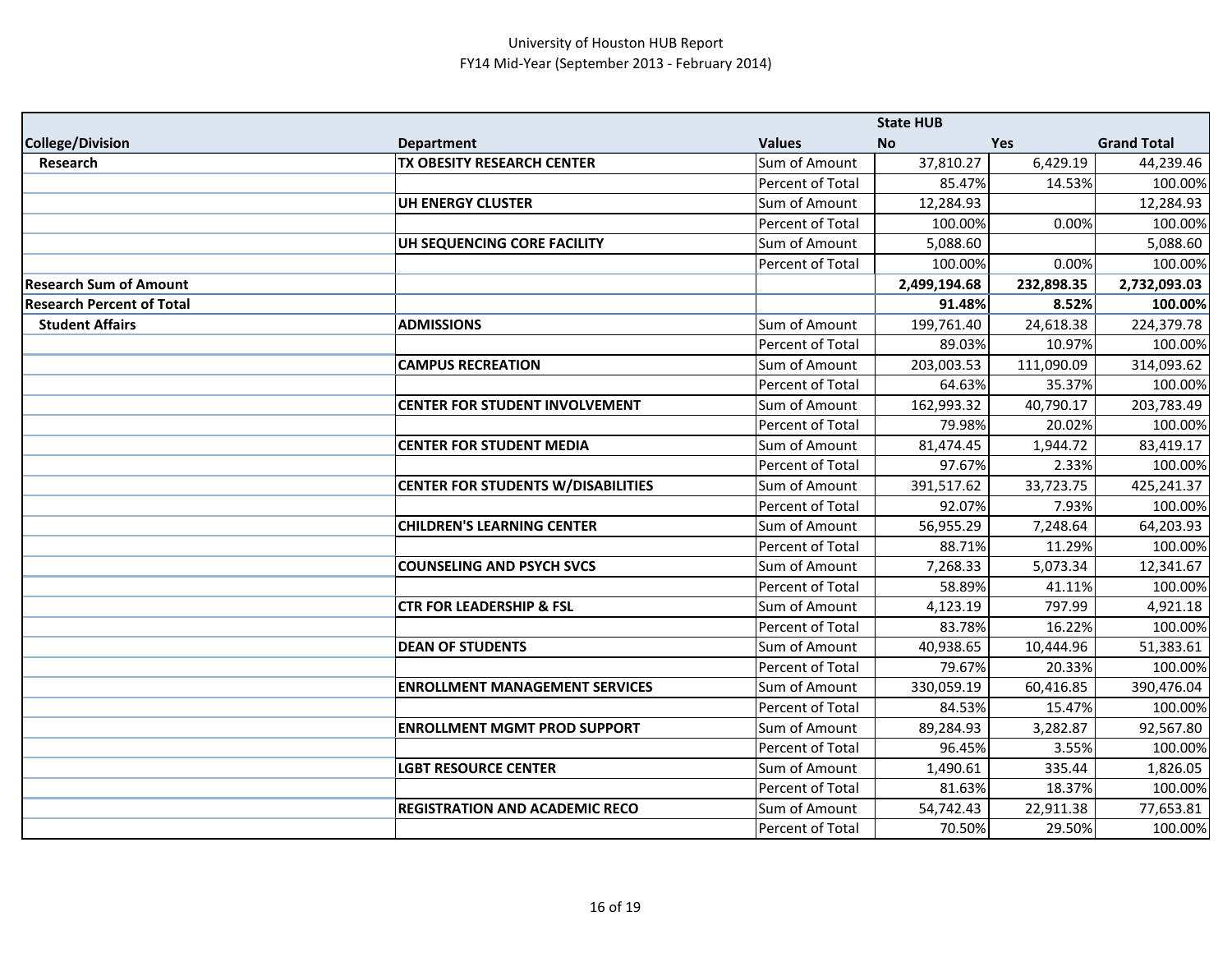University of Houston HUB Report
FY14 Mid-Year (September 2013 - February 2014)

| | | | State HUB | | |
|---|---|---|---|---|---|
| **College/Division** | **Department** | **Values** | **No** | **Yes** | **Grand Total** |
| **Research** | **TX OBESITY RESEARCH CENTER** | Sum of Amount | 37,810.27 | 6,429.19 | 44,239.46 |
| | | Percent of Total | 85.47% | 14.53% | 100.00% |
| | **UH ENERGY CLUSTER** | Sum of Amount | 12,284.93 | | 12,284.93 |
| | | Percent of Total | 100.00% | 0.00% | 100.00% |
| | **UH SEQUENCING CORE FACILITY** | Sum of Amount | 5,088.60 | | 5,088.60 |
| | | Percent of Total | 100.00% | 0.00% | 100.00% |
| **Research Sum of Amount** | | | **2,499,194.68** | **232,898.35** | **2,732,093.03** |
| **Research Percent of Total** | | | **91.48%** | **8.52%** | **100.00%** |
| **Student Affairs** | **ADMISSIONS** | Sum of Amount | 199,761.40 | 24,618.38 | 224,379.78 |
| | | Percent of Total | 89.03% | 10.97% | 100.00% |
| | **CAMPUS RECREATION** | Sum of Amount | 203,003.53 | 111,090.09 | 314,093.62 |
| | | Percent of Total | 64.63% | 35.37% | 100.00% |
| | **CENTER FOR STUDENT INVOLVEMENT** | Sum of Amount | 162,993.32 | 40,790.17 | 203,783.49 |
| | | Percent of Total | 79.98% | 20.02% | 100.00% |
| | **CENTER FOR STUDENT MEDIA** | Sum of Amount | 81,474.45 | 1,944.72 | 83,419.17 |
| | | Percent of Total | 97.67% | 2.33% | 100.00% |
| | **CENTER FOR STUDENTS W/DISABILITIES** | Sum of Amount | 391,517.62 | 33,723.75 | 425,241.37 |
| | | Percent of Total | 92.07% | 7.93% | 100.00% |
| | **CHILDREN'S LEARNING CENTER** | Sum of Amount | 56,955.29 | 7,248.64 | 64,203.93 |
| | | Percent of Total | 88.71% | 11.29% | 100.00% |
| | **COUNSELING AND PSYCH SVCS** | Sum of Amount | 7,268.33 | 5,073.34 | 12,341.67 |
| | | Percent of Total | 58.89% | 41.11% | 100.00% |
| | **CTR FOR LEADERSHIP & FSL** | Sum of Amount | 4,123.19 | 797.99 | 4,921.18 |
| | | Percent of Total | 83.78% | 16.22% | 100.00% |
| | **DEAN OF STUDENTS** | Sum of Amount | 40,938.65 | 10,444.96 | 51,383.61 |
| | | Percent of Total | 79.67% | 20.33% | 100.00% |
| | **ENROLLMENT MANAGEMENT SERVICES** | Sum of Amount | 330,059.19 | 60,416.85 | 390,476.04 |
| | | Percent of Total | 84.53% | 15.47% | 100.00% |
| | **ENROLLMENT MGMT PROD SUPPORT** | Sum of Amount | 89,284.93 | 3,282.87 | 92,567.80 |
| | | Percent of Total | 96.45% | 3.55% | 100.00% |
| | **LGBT RESOURCE CENTER** | Sum of Amount | 1,490.61 | 335.44 | 1,826.05 |
| | | Percent of Total | 81.63% | 18.37% | 100.00% |
| | **REGISTRATION AND ACADEMIC RECO** | Sum of Amount | 54,742.43 | 22,911.38 | 77,653.81 |
| | | Percent of Total | 70.50% | 29.50% | 100.00% |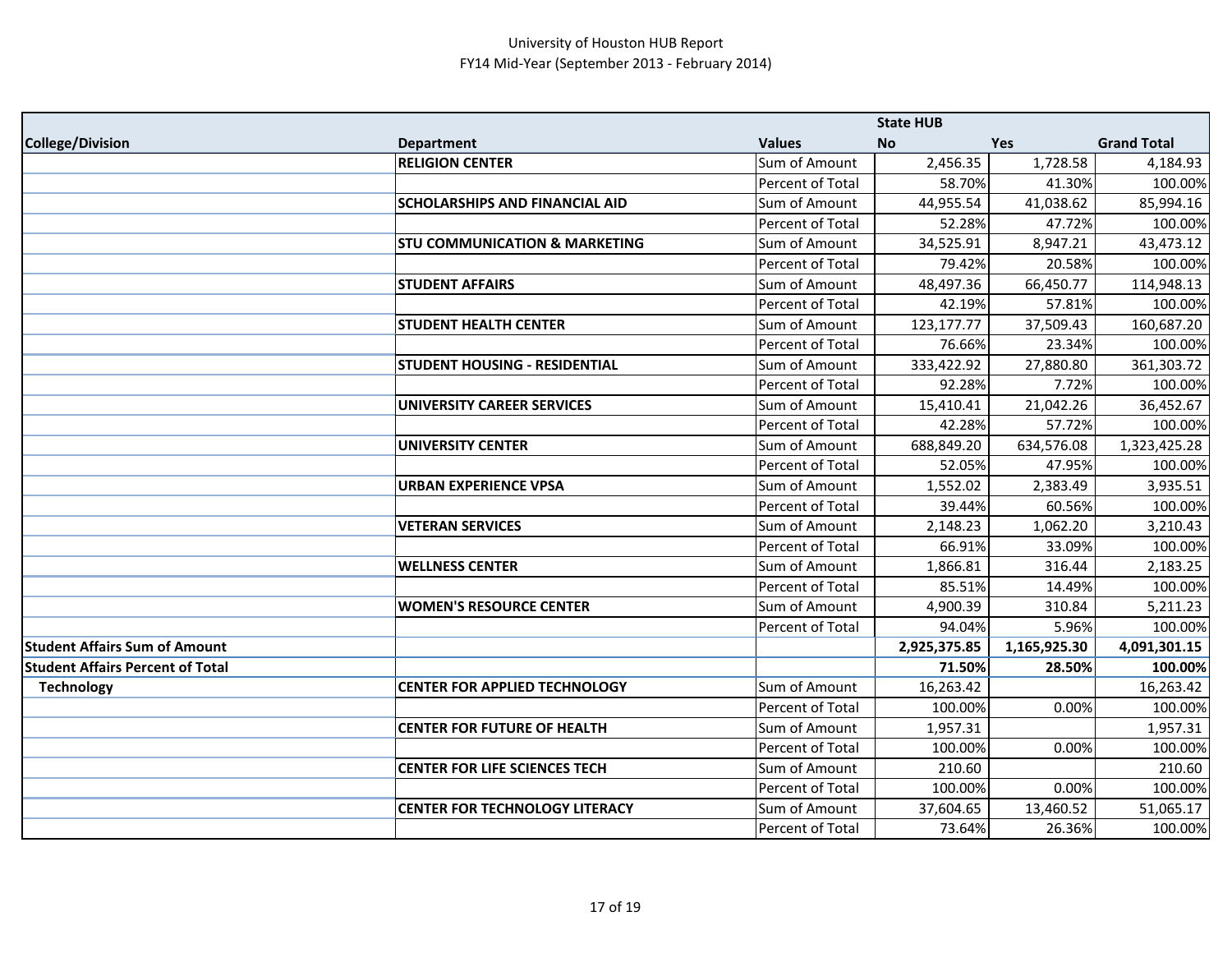University of Houston HUB Report
FY14 Mid-Year (September 2013 - February 2014)

| College/Division | Department | Values | State HUB No | Yes | Grand Total |
|---|---|---|---|---|---|
| | **RELIGION CENTER** | Sum of Amount | 2,456.35 | 1,728.58 | 4,184.93 |
| | | Percent of Total | 58.70% | 41.30% | 100.00% |
| | **SCHOLARSHIPS AND FINANCIAL AID** | Sum of Amount | 44,955.54 | 41,038.62 | 85,994.16 |
| | | Percent of Total | 52.28% | 47.72% | 100.00% |
| | **STU COMMUNICATION & MARKETING** | Sum of Amount | 34,525.91 | 8,947.21 | 43,473.12 |
| | | Percent of Total | 79.42% | 20.58% | 100.00% |
| | **STUDENT AFFAIRS** | Sum of Amount | 48,497.36 | 66,450.77 | 114,948.13 |
| | | Percent of Total | 42.19% | 57.81% | 100.00% |
| | **STUDENT HEALTH CENTER** | Sum of Amount | 123,177.77 | 37,509.43 | 160,687.20 |
| | | Percent of Total | 76.66% | 23.34% | 100.00% |
| | **STUDENT HOUSING - RESIDENTIAL** | Sum of Amount | 333,422.92 | 27,880.80 | 361,303.72 |
| | | Percent of Total | 92.28% | 7.72% | 100.00% |
| | **UNIVERSITY CAREER SERVICES** | Sum of Amount | 15,410.41 | 21,042.26 | 36,452.67 |
| | | Percent of Total | 42.28% | 57.72% | 100.00% |
| | **UNIVERSITY CENTER** | Sum of Amount | 688,849.20 | 634,576.08 | 1,323,425.28 |
| | | Percent of Total | 52.05% | 47.95% | 100.00% |
| | **URBAN EXPERIENCE VPSA** | Sum of Amount | 1,552.02 | 2,383.49 | 3,935.51 |
| | | Percent of Total | 39.44% | 60.56% | 100.00% |
| | **VETERAN SERVICES** | Sum of Amount | 2,148.23 | 1,062.20 | 3,210.43 |
| | | Percent of Total | 66.91% | 33.09% | 100.00% |
| | **WELLNESS CENTER** | Sum of Amount | 1,866.81 | 316.44 | 2,183.25 |
| | | Percent of Total | 85.51% | 14.49% | 100.00% |
| | **WOMEN'S RESOURCE CENTER** | Sum of Amount | 4,900.39 | 310.84 | 5,211.23 |
| | | Percent of Total | 94.04% | 5.96% | 100.00% |
| **Student Affairs Sum of Amount** | | | **2,925,375.85** | **1,165,925.30** | **4,091,301.15** |
| **Student Affairs Percent of Total** | | | **71.50%** | **28.50%** | **100.00%** |
| **Technology** | **CENTER FOR APPLIED TECHNOLOGY** | Sum of Amount | 16,263.42 | | 16,263.42 |
| | | Percent of Total | 100.00% | 0.00% | 100.00% |
| | **CENTER FOR FUTURE OF HEALTH** | Sum of Amount | 1,957.31 | | 1,957.31 |
| | | Percent of Total | 100.00% | 0.00% | 100.00% |
| | **CENTER FOR LIFE SCIENCES TECH** | Sum of Amount | 210.60 | | 210.60 |
| | | Percent of Total | 100.00% | 0.00% | 100.00% |
| | **CENTER FOR TECHNOLOGY LITERACY** | Sum of Amount | 37,604.65 | 13,460.52 | 51,065.17 |
| | | Percent of Total | 73.64% | 26.36% | 100.00% |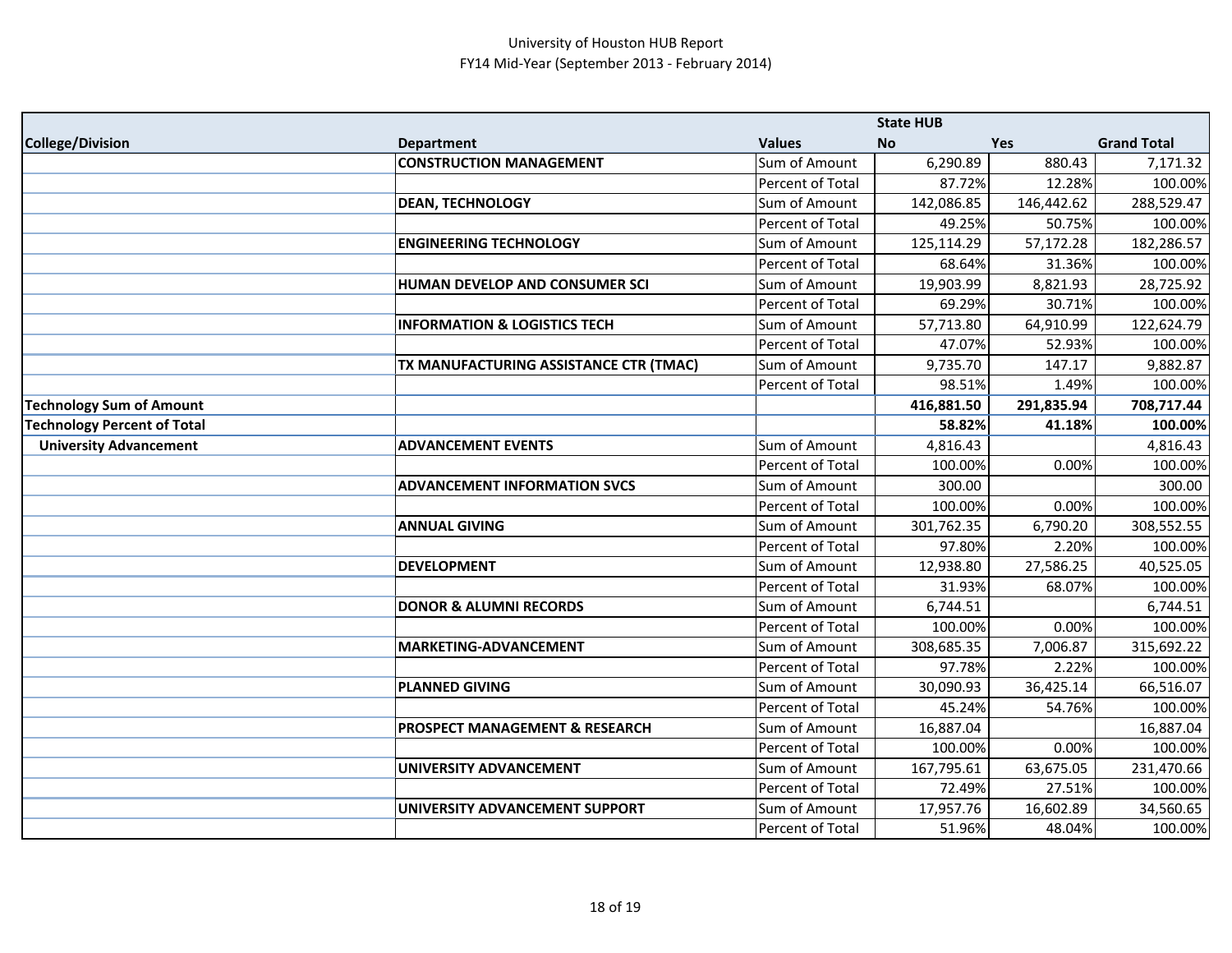University of Houston HUB Report
FY14 Mid-Year (September 2013 - February 2014)

| College/Division | Department | Values | State HUB No | Yes | Grand Total |
|---|---|---|---|---|---|
| | **CONSTRUCTION MANAGEMENT** | Sum of Amount | 6,290.89 | 880.43 | 7,171.32 |
| | | Percent of Total | 87.72% | 12.28% | 100.00% |
| | **DEAN, TECHNOLOGY** | Sum of Amount | 142,086.85 | 146,442.62 | 288,529.47 |
| | | Percent of Total | 49.25% | 50.75% | 100.00% |
| | **ENGINEERING TECHNOLOGY** | Sum of Amount | 125,114.29 | 57,172.28 | 182,286.57 |
| | | Percent of Total | 68.64% | 31.36% | 100.00% |
| | **HUMAN DEVELOP AND CONSUMER SCI** | Sum of Amount | 19,903.99 | 8,821.93 | 28,725.92 |
| | | Percent of Total | 69.29% | 30.71% | 100.00% |
| | **INFORMATION & LOGISTICS TECH** | Sum of Amount | 57,713.80 | 64,910.99 | 122,624.79 |
| | | Percent of Total | 47.07% | 52.93% | 100.00% |
| | **TX MANUFACTURING ASSISTANCE CTR (TMAC)** | Sum of Amount | 9,735.70 | 147.17 | 9,882.87 |
| | | Percent of Total | 98.51% | 1.49% | 100.00% |
| **Technology Sum of Amount** | | | **416,881.50** | **291,835.94** | **708,717.44** |
| **Technology Percent of Total** | | | **58.82%** | **41.18%** | **100.00%** |
| **University Advancement** | **ADVANCEMENT EVENTS** | Sum of Amount | 4,816.43 | | 4,816.43 |
| | | Percent of Total | 100.00% | 0.00% | 100.00% |
| | **ADVANCEMENT INFORMATION SVCS** | Sum of Amount | 300.00 | | 300.00 |
| | | Percent of Total | 100.00% | 0.00% | 100.00% |
| | **ANNUAL GIVING** | Sum of Amount | 301,762.35 | 6,790.20 | 308,552.55 |
| | | Percent of Total | 97.80% | 2.20% | 100.00% |
| | **DEVELOPMENT** | Sum of Amount | 12,938.80 | 27,586.25 | 40,525.05 |
| | | Percent of Total | 31.93% | 68.07% | 100.00% |
| | **DONOR & ALUMNI RECORDS** | Sum of Amount | 6,744.51 | | 6,744.51 |
| | | Percent of Total | 100.00% | 0.00% | 100.00% |
| | **MARKETING-ADVANCEMENT** | Sum of Amount | 308,685.35 | 7,006.87 | 315,692.22 |
| | | Percent of Total | 97.78% | 2.22% | 100.00% |
| | **PLANNED GIVING** | Sum of Amount | 30,090.93 | 36,425.14 | 66,516.07 |
| | | Percent of Total | 45.24% | 54.76% | 100.00% |
| | **PROSPECT MANAGEMENT & RESEARCH** | Sum of Amount | 16,887.04 | | 16,887.04 |
| | | Percent of Total | 100.00% | 0.00% | 100.00% |
| | **UNIVERSITY ADVANCEMENT** | Sum of Amount | 167,795.61 | 63,675.05 | 231,470.66 |
| | | Percent of Total | 72.49% | 27.51% | 100.00% |
| | **UNIVERSITY ADVANCEMENT SUPPORT** | Sum of Amount | 17,957.76 | 16,602.89 | 34,560.65 |
| | | Percent of Total | 51.96% | 48.04% | 100.00% |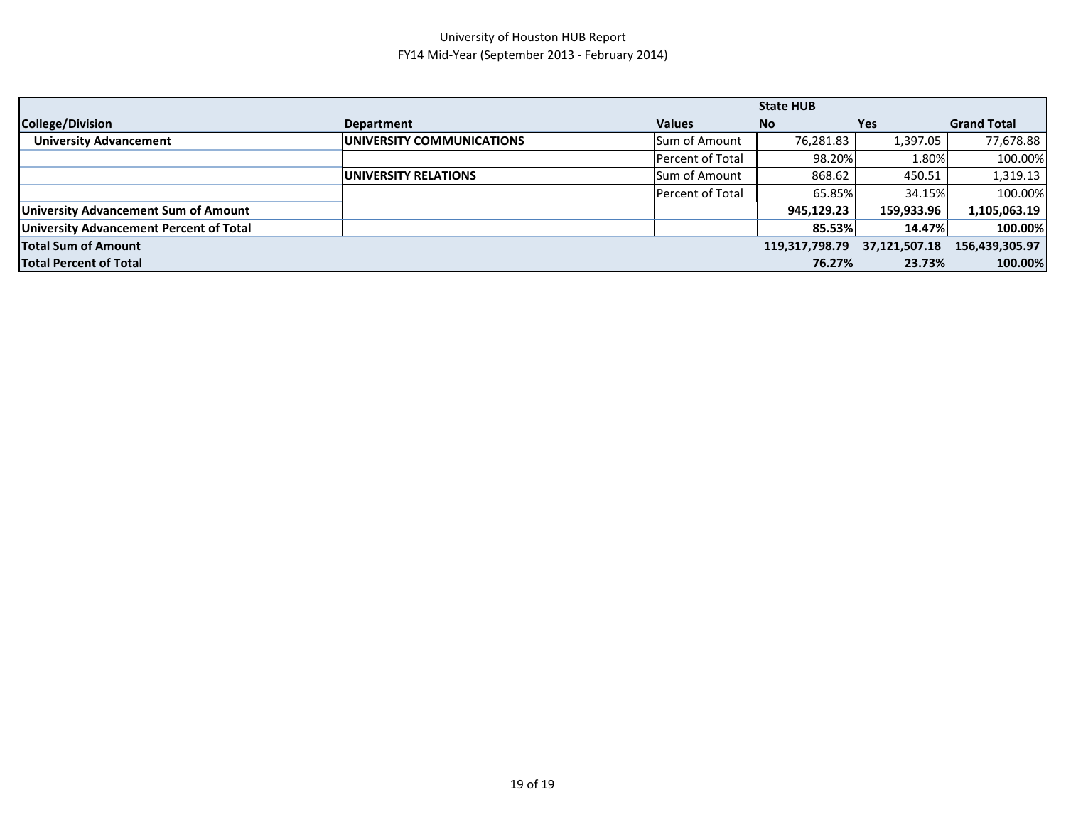University of Houston HUB Report
FY14 Mid-Year (September 2013 - February 2014)

| | | | State HUB | | |
|---|---|---|---|---|---|
| **College/Division** | **Department** | **Values** | **No** | **Yes** | **Grand Total** |
| **University Advancement** | **UNIVERSITY COMMUNICATIONS** | Sum of Amount | 76,281.83 | 1,397.05 | 77,678.88 |
| | | Percent of Total | 98.20% | 1.80% | 100.00% |
| | **UNIVERSITY RELATIONS** | Sum of Amount | 868.62 | 450.51 | 1,319.13 |
| | | Percent of Total | 65.85% | 34.15% | 100.00% |
| **University Advancement Sum of Amount** | | | **945,129.23** | **159,933.96** | **1,105,063.19** |
| **University Advancement Percent of Total** | | | **85.53%** | **14.47%** | **100.00%** |
| **Total Sum of Amount** | | | **119,317,798.79** | **37,121,507.18** | **156,439,305.97** |
| **Total Percent of Total** | | | **76.27%** | **23.73%** | **100.00%** |